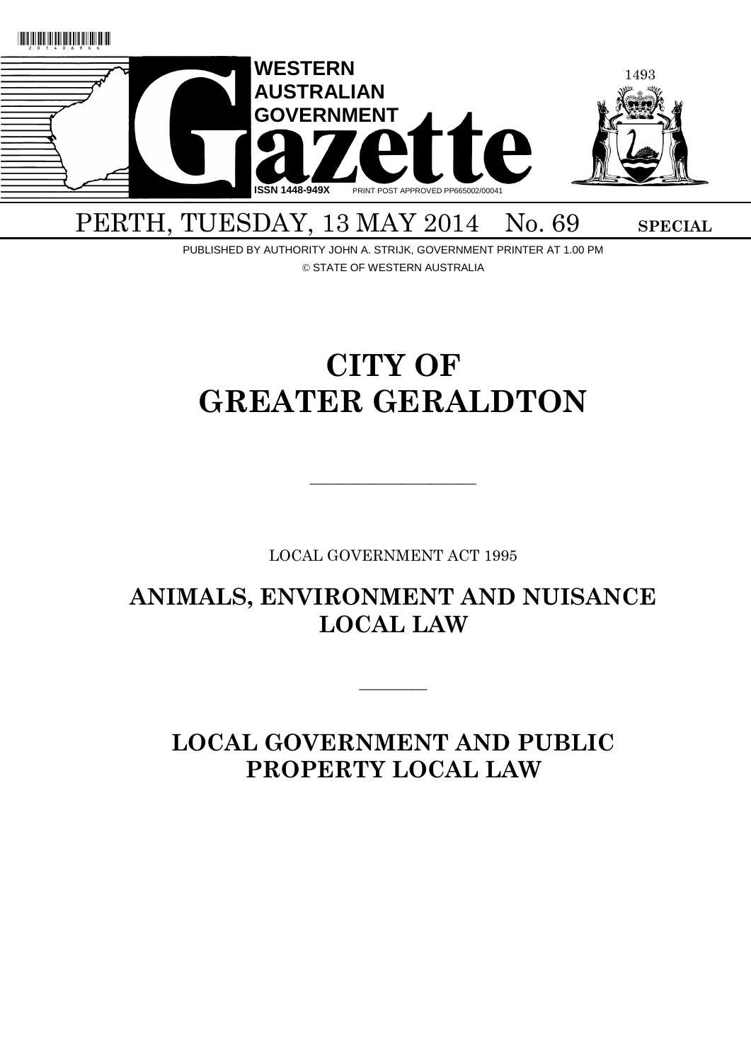# WESTERN AUSTRALIAN GOVERNMENT Gazette

ISSN 1448-949X PRINT POST APPROVED PP665002/00041

PERTH, TUESDAY, 13 MAY 2014 No. 69 **SPECIAL**

PUBLISHED BY AUTHORITY JOHN A. STRIJK, GOVERNMENT PRINTER AT 1.00 PM

© STATE OF WESTERN AUSTRALIA

# CITY OF GREATER GERALDTON

———————————

LOCAL GOVERNMENT ACT 1995

## ANIMALS, ENVIRONMENT AND NUISANCE LOCAL LAW

————

## LOCAL GOVERNMENT AND PUBLIC PROPERTY LOCAL LAW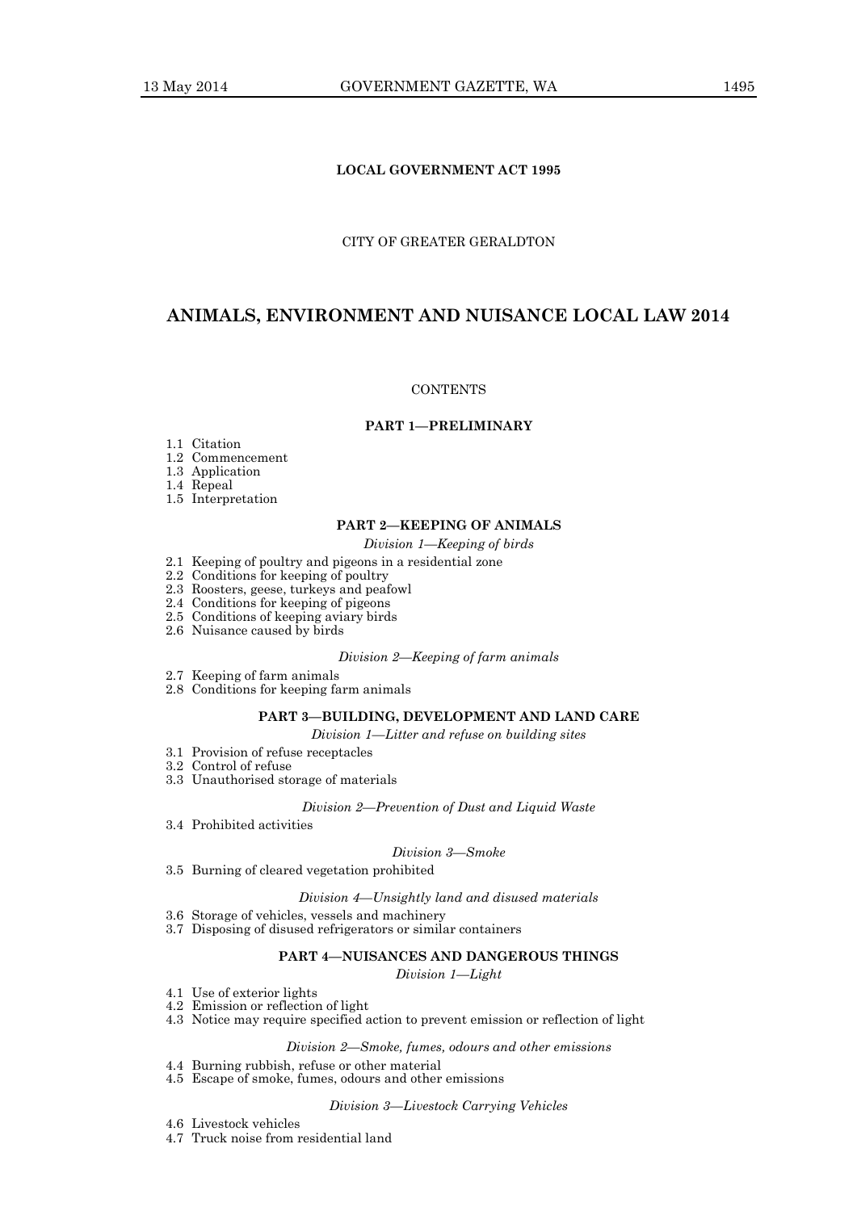**LOCAL GOVERNMENT ACT 1995**

CITY OF GREATER GERALDTON

# ANIMALS, ENVIRONMENT AND NUISANCE LOCAL LAW 2014

CONTENTS

**PART 1—PRELIMINARY**

1.1 Citation
1.2 Commencement
1.3 Application
1.4 Repeal
1.5 Interpretation

**PART 2—KEEPING OF ANIMALS**

*Division 1—Keeping of birds*

2.1 Keeping of poultry and pigeons in a residential zone
2.2 Conditions for keeping of poultry
2.3 Roosters, geese, turkeys and peafowl
2.4 Conditions for keeping of pigeons
2.5 Conditions of keeping aviary birds
2.6 Nuisance caused by birds

*Division 2—Keeping of farm animals*

2.7 Keeping of farm animals
2.8 Conditions for keeping farm animals

**PART 3—BUILDING, DEVELOPMENT AND LAND CARE**

*Division 1—Litter and refuse on building sites*

3.1 Provision of refuse receptacles
3.2 Control of refuse
3.3 Unauthorised storage of materials

*Division 2—Prevention of Dust and Liquid Waste*

3.4 Prohibited activities

*Division 3—Smoke*

3.5 Burning of cleared vegetation prohibited

*Division 4—Unsightly land and disused materials*

3.6 Storage of vehicles, vessels and machinery
3.7 Disposing of disused refrigerators or similar containers

**PART 4—NUISANCES AND DANGEROUS THINGS**

*Division 1—Light*

4.1 Use of exterior lights
4.2 Emission or reflection of light
4.3 Notice may require specified action to prevent emission or reflection of light

*Division 2—Smoke, fumes, odours and other emissions*

4.4 Burning rubbish, refuse or other material
4.5 Escape of smoke, fumes, odours and other emissions

*Division 3—Livestock Carrying Vehicles*

4.6 Livestock vehicles
4.7 Truck noise from residential land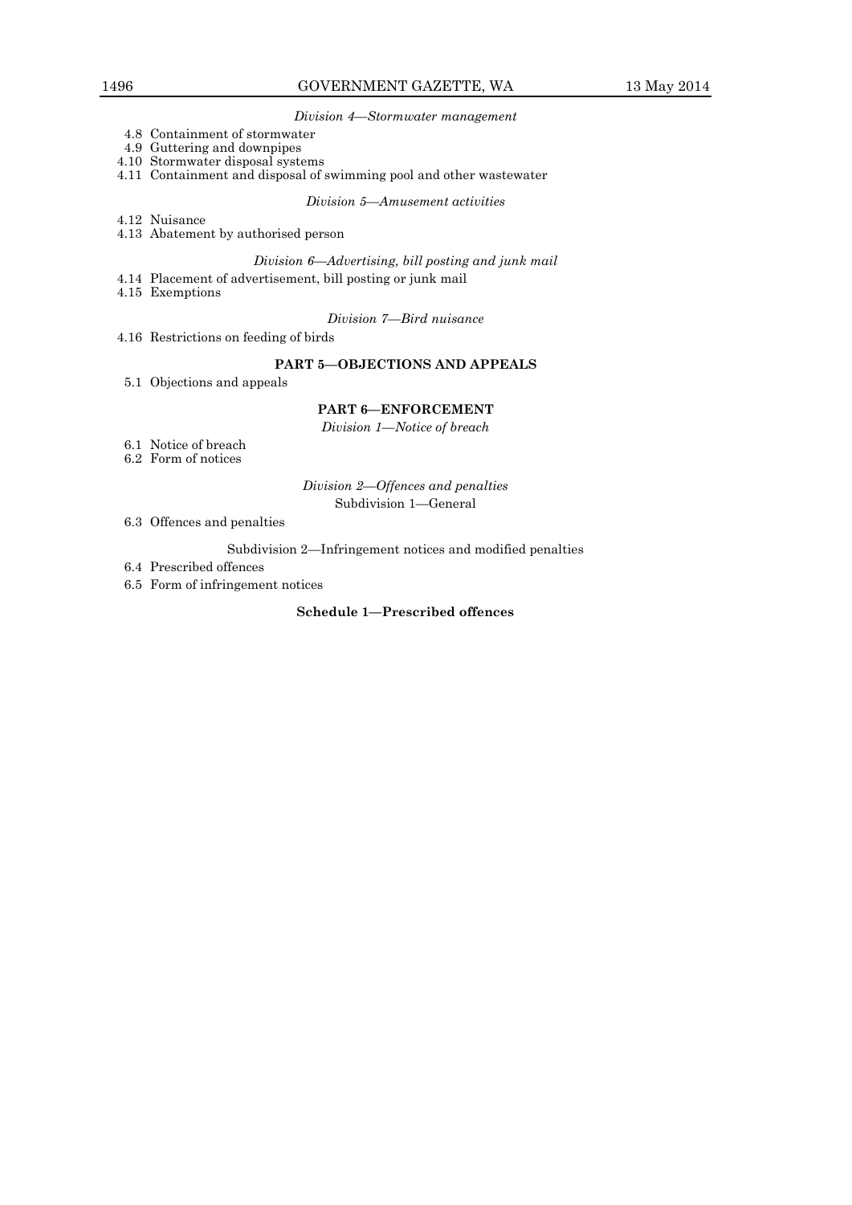*Division 4—Stormwater management*

4.8 Containment of stormwater
4.9 Guttering and downpipes
4.10 Stormwater disposal systems
4.11 Containment and disposal of swimming pool and other wastewater

*Division 5—Amusement activities*

4.12 Nuisance
4.13 Abatement by authorised person

*Division 6—Advertising, bill posting and junk mail*

4.14 Placement of advertisement, bill posting or junk mail
4.15 Exemptions

*Division 7—Bird nuisance*

4.16 Restrictions on feeding of birds

**PART 5—OBJECTIONS AND APPEALS**

5.1 Objections and appeals

**PART 6—ENFORCEMENT**

*Division 1—Notice of breach*

6.1 Notice of breach
6.2 Form of notices

*Division 2—Offences and penalties*

Subdivision 1—General

6.3 Offences and penalties

Subdivision 2—Infringement notices and modified penalties

6.4 Prescribed offences
6.5 Form of infringement notices

**Schedule 1—Prescribed offences**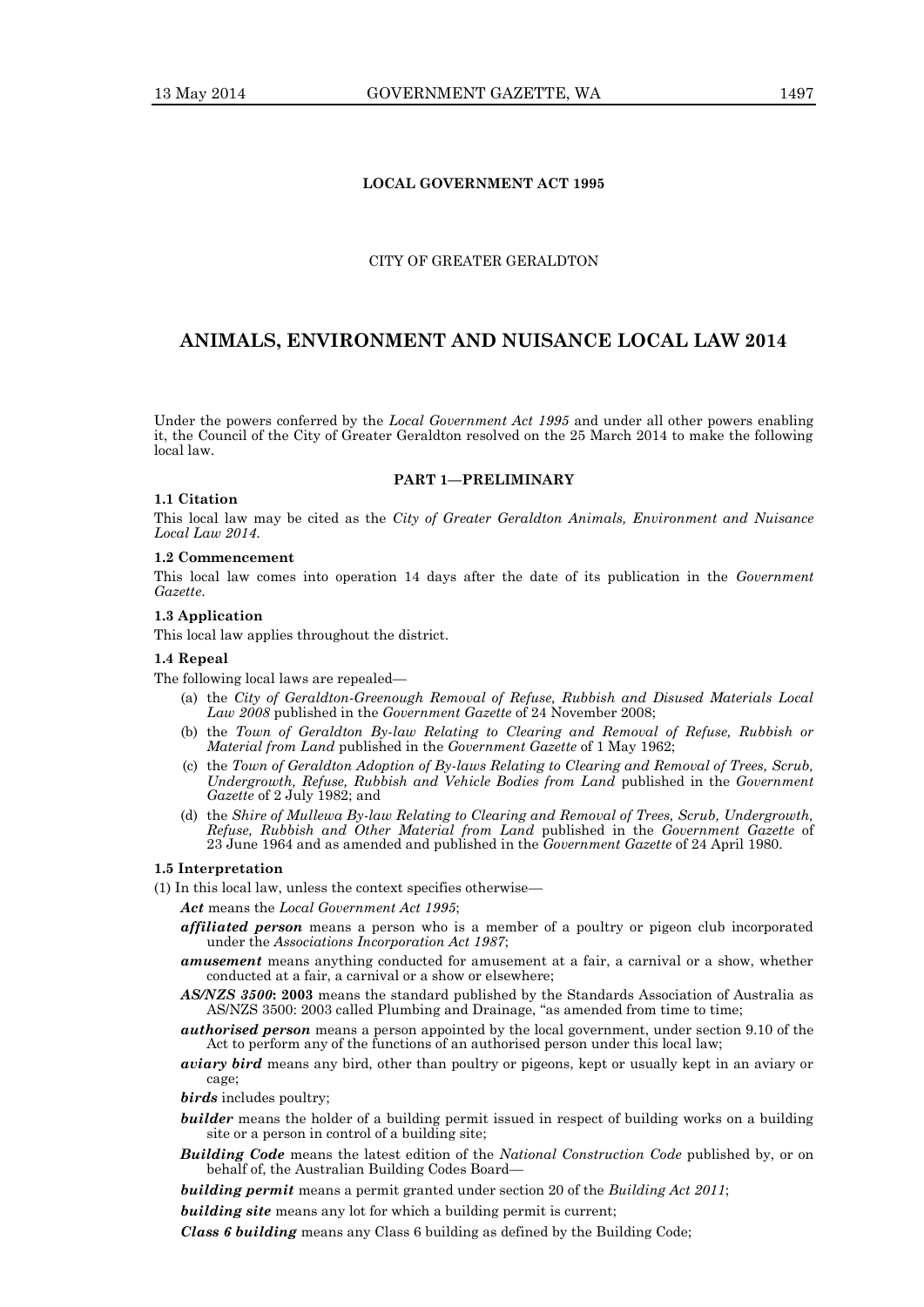**LOCAL GOVERNMENT ACT 1995**

CITY OF GREATER GERALDTON

# ANIMALS, ENVIRONMENT AND NUISANCE LOCAL LAW 2014

Under the powers conferred by the *Local Government Act 1995* and under all other powers enabling it, the Council of the City of Greater Geraldton resolved on the 25 March 2014 to make the following local law.

## PART 1—PRELIMINARY

**1.1 Citation**

This local law may be cited as the *City of Greater Geraldton Animals, Environment and Nuisance Local Law 2014*.

**1.2 Commencement**

This local law comes into operation 14 days after the date of its publication in the *Government Gazette*.

**1.3 Application**

This local law applies throughout the district.

**1.4 Repeal**

The following local laws are repealed—

(a) the *City of Geraldton-Greenough Removal of Refuse, Rubbish and Disused Materials Local Law 2008* published in the *Government Gazette* of 24 November 2008;

(b) the *Town of Geraldton By-law Relating to Clearing and Removal of Refuse, Rubbish or Material from Land* published in the *Government Gazette* of 1 May 1962;

(c) the *Town of Geraldton Adoption of By-laws Relating to Clearing and Removal of Trees, Scrub, Undergrowth, Refuse, Rubbish and Vehicle Bodies from Land* published in the *Government Gazette* of 2 July 1982; and

(d) the *Shire of Mullewa By-law Relating to Clearing and Removal of Trees, Scrub, Undergrowth, Refuse, Rubbish and Other Material from Land* published in the *Government Gazette* of 23 June 1964 and as amended and published in the *Government Gazette* of 24 April 1980.

**1.5 Interpretation**

(1) In this local law, unless the context specifies otherwise—

***Act*** means the *Local Government Act 1995*;

***affiliated person*** means a person who is a member of a poultry or pigeon club incorporated under the *Associations Incorporation Act 1987*;

***amusement*** means anything conducted for amusement at a fair, a carnival or a show, whether conducted at a fair, a carnival or a show or elsewhere;

***AS/NZS 3500*: 2003** means the standard published by the Standards Association of Australia as AS/NZS 3500: 2003 called Plumbing and Drainage, "as amended from time to time;

***authorised person*** means a person appointed by the local government, under section 9.10 of the Act to perform any of the functions of an authorised person under this local law;

***aviary bird*** means any bird, other than poultry or pigeons, kept or usually kept in an aviary or cage;

***birds*** includes poultry;

***builder*** means the holder of a building permit issued in respect of building works on a building site or a person in control of a building site;

***Building Code*** means the latest edition of the *National Construction Code* published by, or on behalf of, the Australian Building Codes Board—

***building permit*** means a permit granted under section 20 of the *Building Act 2011*;

***building site*** means any lot for which a building permit is current;

***Class 6 building*** means any Class 6 building as defined by the Building Code;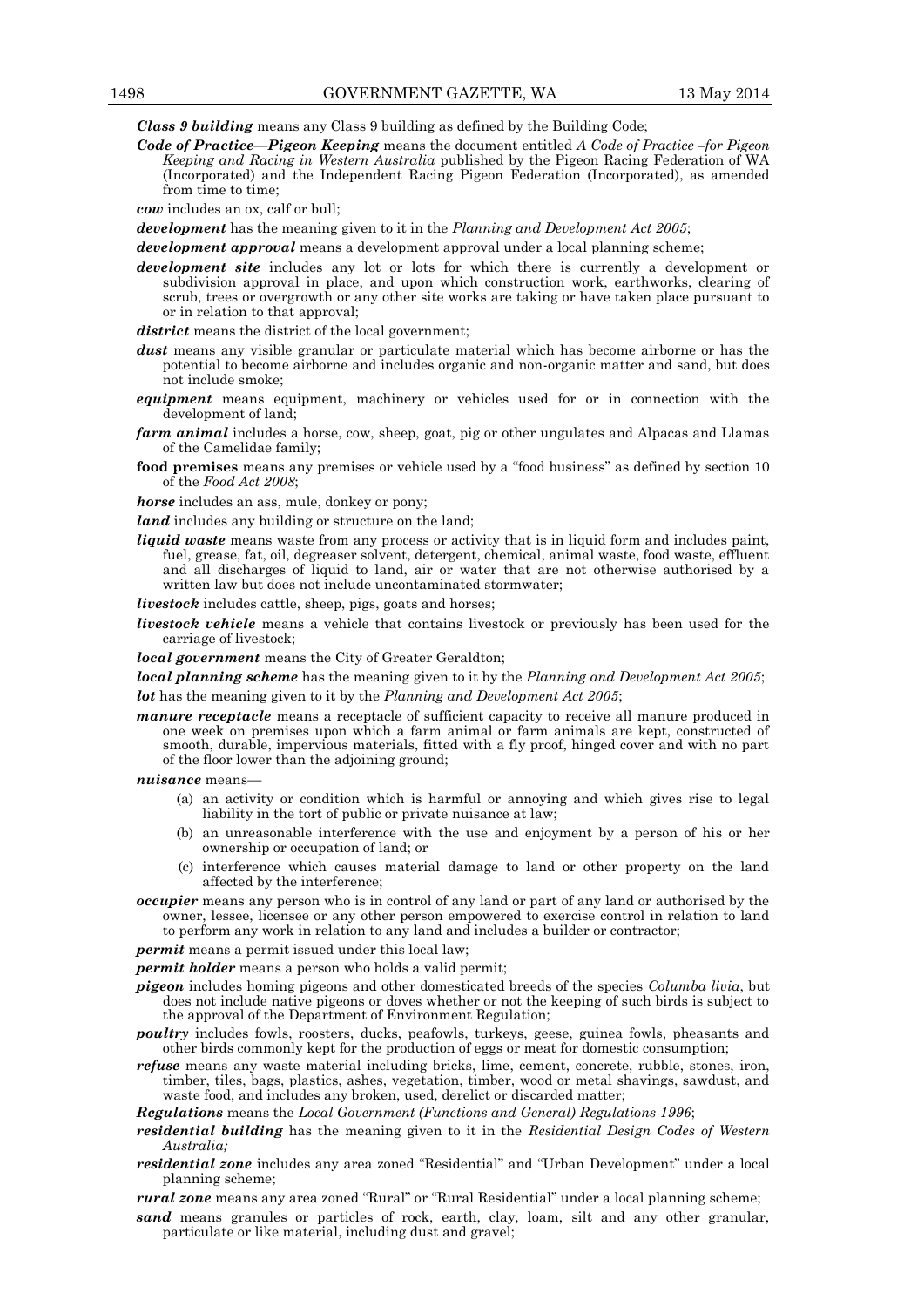***Class 9 building*** means any Class 9 building as defined by the Building Code;

***Code of Practice—Pigeon Keeping*** means the document entitled *A Code of Practice –for Pigeon Keeping and Racing in Western Australia* published by the Pigeon Racing Federation of WA (Incorporated) and the Independent Racing Pigeon Federation (Incorporated), as amended from time to time;

***cow*** includes an ox, calf or bull;

***development*** has the meaning given to it in the *Planning and Development Act 2005*;

***development approval*** means a development approval under a local planning scheme;

***development site*** includes any lot or lots for which there is currently a development or subdivision approval in place, and upon which construction work, earthworks, clearing of scrub, trees or overgrowth or any other site works are taking or have taken place pursuant to or in relation to that approval;

***district*** means the district of the local government;

***dust*** means any visible granular or particulate material which has become airborne or has the potential to become airborne and includes organic and non-organic matter and sand, but does not include smoke;

***equipment*** means equipment, machinery or vehicles used for or in connection with the development of land;

***farm animal*** includes a horse, cow, sheep, goat, pig or other ungulates and Alpacas and Llamas of the Camelidae family;

**food premises** means any premises or vehicle used by a "food business" as defined by section 10 of the *Food Act 2008*;

***horse*** includes an ass, mule, donkey or pony;

***land*** includes any building or structure on the land;

***liquid waste*** means waste from any process or activity that is in liquid form and includes paint, fuel, grease, fat, oil, degreaser solvent, detergent, chemical, animal waste, food waste, effluent and all discharges of liquid to land, air or water that are not otherwise authorised by a written law but does not include uncontaminated stormwater;

***livestock*** includes cattle, sheep, pigs, goats and horses;

***livestock vehicle*** means a vehicle that contains livestock or previously has been used for the carriage of livestock;

***local government*** means the City of Greater Geraldton;

***local planning scheme*** has the meaning given to it by the *Planning and Development Act 2005*;

***lot*** has the meaning given to it by the *Planning and Development Act 2005*;

***manure receptacle*** means a receptacle of sufficient capacity to receive all manure produced in one week on premises upon which a farm animal or farm animals are kept, constructed of smooth, durable, impervious materials, fitted with a fly proof, hinged cover and with no part of the floor lower than the adjoining ground;

***nuisance*** means—

(a) an activity or condition which is harmful or annoying and which gives rise to legal liability in the tort of public or private nuisance at law;

(b) an unreasonable interference with the use and enjoyment by a person of his or her ownership or occupation of land; or

(c) interference which causes material damage to land or other property on the land affected by the interference;

***occupier*** means any person who is in control of any land or part of any land or authorised by the owner, lessee, licensee or any other person empowered to exercise control in relation to land to perform any work in relation to any land and includes a builder or contractor;

***permit*** means a permit issued under this local law;

***permit holder*** means a person who holds a valid permit;

***pigeon*** includes homing pigeons and other domesticated breeds of the species *Columba livia*, but does not include native pigeons or doves whether or not the keeping of such birds is subject to the approval of the Department of Environment Regulation;

***poultry*** includes fowls, roosters, ducks, peafowls, turkeys, geese, guinea fowls, pheasants and other birds commonly kept for the production of eggs or meat for domestic consumption;

***refuse*** means any waste material including bricks, lime, cement, concrete, rubble, stones, iron, timber, tiles, bags, plastics, ashes, vegetation, timber, wood or metal shavings, sawdust, and waste food, and includes any broken, used, derelict or discarded matter;

***Regulations*** means the *Local Government (Functions and General) Regulations 1996*;

***residential building*** has the meaning given to it in the *Residential Design Codes of Western Australia;*

***residential zone*** includes any area zoned "Residential" and "Urban Development" under a local planning scheme;

***rural zone*** means any area zoned "Rural" or "Rural Residential" under a local planning scheme;

***sand*** means granules or particles of rock, earth, clay, loam, silt and any other granular, particulate or like material, including dust and gravel;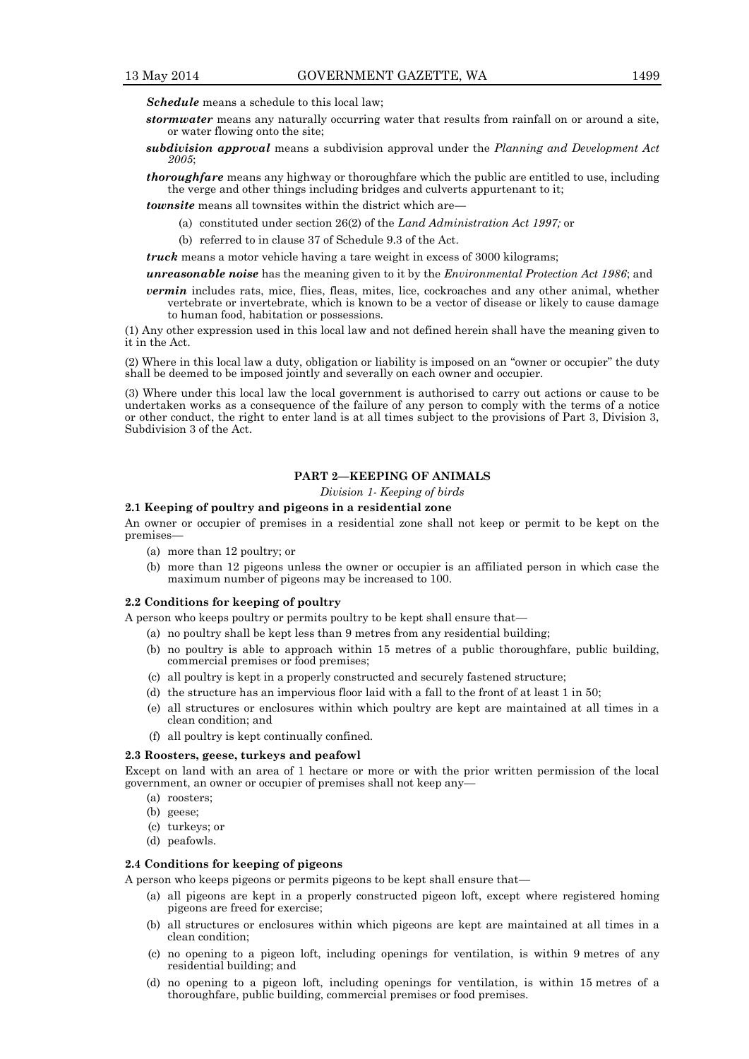***Schedule*** means a schedule to this local law;

***stormwater*** means any naturally occurring water that results from rainfall on or around a site, or water flowing onto the site;

***subdivision approval*** means a subdivision approval under the *Planning and Development Act 2005*;

***thoroughfare*** means any highway or thoroughfare which the public are entitled to use, including the verge and other things including bridges and culverts appurtenant to it;

***townsite*** means all townsites within the district which are—

(a) constituted under section 26(2) of the *Land Administration Act 1997;* or

(b) referred to in clause 37 of Schedule 9.3 of the Act.

***truck*** means a motor vehicle having a tare weight in excess of 3000 kilograms;

***unreasonable noise*** has the meaning given to it by the *Environmental Protection Act 1986*; and

***vermin*** includes rats, mice, flies, fleas, mites, lice, cockroaches and any other animal, whether vertebrate or invertebrate, which is known to be a vector of disease or likely to cause damage to human food, habitation or possessions.

(1) Any other expression used in this local law and not defined herein shall have the meaning given to it in the Act.

(2) Where in this local law a duty, obligation or liability is imposed on an "owner or occupier" the duty shall be deemed to be imposed jointly and severally on each owner and occupier.

(3) Where under this local law the local government is authorised to carry out actions or cause to be undertaken works as a consequence of the failure of any person to comply with the terms of a notice or other conduct, the right to enter land is at all times subject to the provisions of Part 3, Division 3, Subdivision 3 of the Act.

## PART 2—KEEPING OF ANIMALS

*Division 1- Keeping of birds*

### 2.1 Keeping of poultry and pigeons in a residential zone

An owner or occupier of premises in a residential zone shall not keep or permit to be kept on the premises—

(a) more than 12 poultry; or

(b) more than 12 pigeons unless the owner or occupier is an affiliated person in which case the maximum number of pigeons may be increased to 100.

### 2.2 Conditions for keeping of poultry

A person who keeps poultry or permits poultry to be kept shall ensure that—

(a) no poultry shall be kept less than 9 metres from any residential building;

(b) no poultry is able to approach within 15 metres of a public thoroughfare, public building, commercial premises or food premises;

(c) all poultry is kept in a properly constructed and securely fastened structure;

(d) the structure has an impervious floor laid with a fall to the front of at least 1 in 50;

(e) all structures or enclosures within which poultry are kept are maintained at all times in a clean condition; and

(f) all poultry is kept continually confined.

### 2.3 Roosters, geese, turkeys and peafowl

Except on land with an area of 1 hectare or more or with the prior written permission of the local government, an owner or occupier of premises shall not keep any—

(a) roosters;

(b) geese;

(c) turkeys; or

(d) peafowls.

### 2.4 Conditions for keeping of pigeons

A person who keeps pigeons or permits pigeons to be kept shall ensure that—

(a) all pigeons are kept in a properly constructed pigeon loft, except where registered homing pigeons are freed for exercise;

(b) all structures or enclosures within which pigeons are kept are maintained at all times in a clean condition;

(c) no opening to a pigeon loft, including openings for ventilation, is within 9 metres of any residential building; and

(d) no opening to a pigeon loft, including openings for ventilation, is within 15 metres of a thoroughfare, public building, commercial premises or food premises.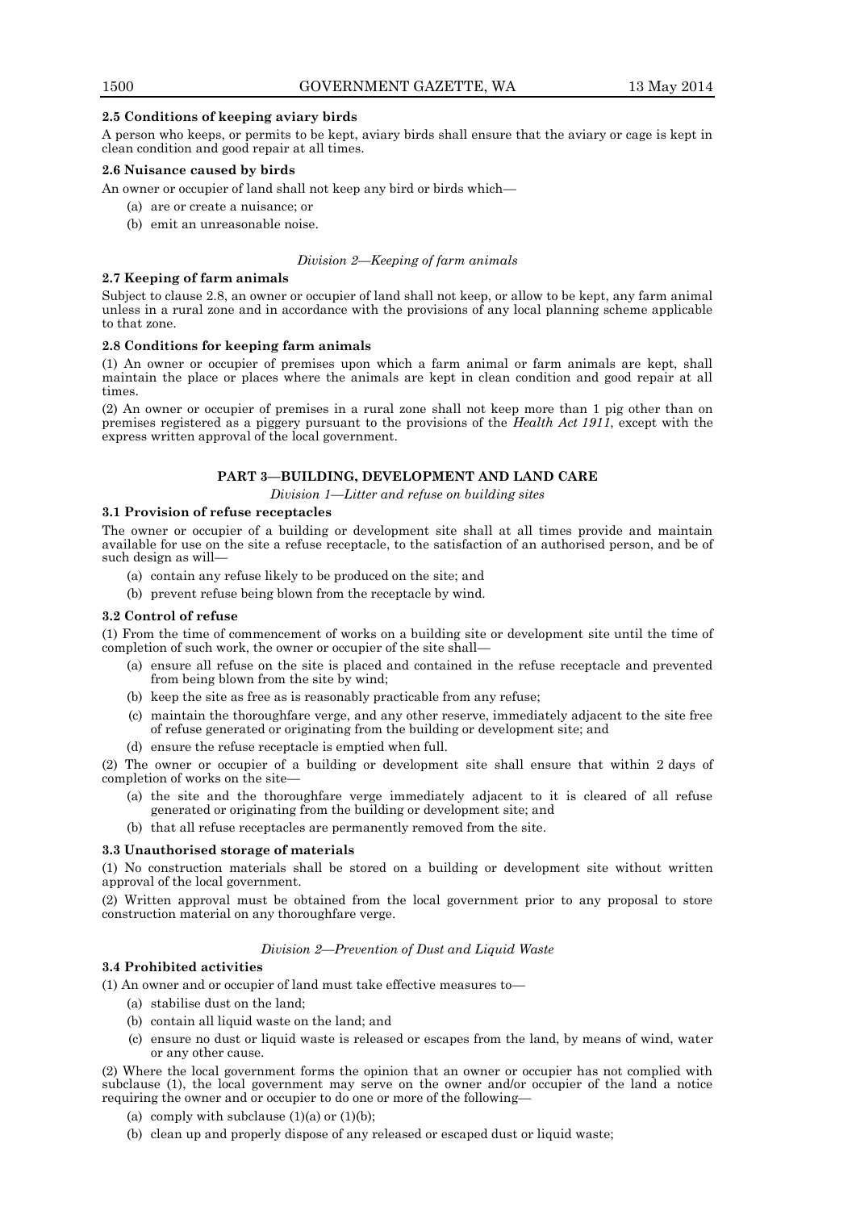**2.5 Conditions of keeping aviary birds**

A person who keeps, or permits to be kept, aviary birds shall ensure that the aviary or cage is kept in clean condition and good repair at all times.

**2.6 Nuisance caused by birds**

An owner or occupier of land shall not keep any bird or birds which—

(a) are or create a nuisance; or

(b) emit an unreasonable noise.

*Division 2—Keeping of farm animals*

**2.7 Keeping of farm animals**

Subject to clause 2.8, an owner or occupier of land shall not keep, or allow to be kept, any farm animal unless in a rural zone and in accordance with the provisions of any local planning scheme applicable to that zone.

**2.8 Conditions for keeping farm animals**

(1) An owner or occupier of premises upon which a farm animal or farm animals are kept, shall maintain the place or places where the animals are kept in clean condition and good repair at all times.

(2) An owner or occupier of premises in a rural zone shall not keep more than 1 pig other than on premises registered as a piggery pursuant to the provisions of the *Health Act 1911*, except with the express written approval of the local government.

## PART 3—BUILDING, DEVELOPMENT AND LAND CARE

*Division 1—Litter and refuse on building sites*

**3.1 Provision of refuse receptacles**

The owner or occupier of a building or development site shall at all times provide and maintain available for use on the site a refuse receptacle, to the satisfaction of an authorised person, and be of such design as will—

(a) contain any refuse likely to be produced on the site; and

(b) prevent refuse being blown from the receptacle by wind.

**3.2 Control of refuse**

(1) From the time of commencement of works on a building site or development site until the time of completion of such work, the owner or occupier of the site shall—

(a) ensure all refuse on the site is placed and contained in the refuse receptacle and prevented from being blown from the site by wind;

(b) keep the site as free as is reasonably practicable from any refuse;

(c) maintain the thoroughfare verge, and any other reserve, immediately adjacent to the site free of refuse generated or originating from the building or development site; and

(d) ensure the refuse receptacle is emptied when full.

(2) The owner or occupier of a building or development site shall ensure that within 2 days of completion of works on the site—

(a) the site and the thoroughfare verge immediately adjacent to it is cleared of all refuse generated or originating from the building or development site; and

(b) that all refuse receptacles are permanently removed from the site.

**3.3 Unauthorised storage of materials**

(1) No construction materials shall be stored on a building or development site without written approval of the local government.

(2) Written approval must be obtained from the local government prior to any proposal to store construction material on any thoroughfare verge.

*Division 2—Prevention of Dust and Liquid Waste*

**3.4 Prohibited activities**

(1) An owner and or occupier of land must take effective measures to—

(a) stabilise dust on the land;

(b) contain all liquid waste on the land; and

(c) ensure no dust or liquid waste is released or escapes from the land, by means of wind, water or any other cause.

(2) Where the local government forms the opinion that an owner or occupier has not complied with subclause (1), the local government may serve on the owner and/or occupier of the land a notice requiring the owner and or occupier to do one or more of the following—

(a) comply with subclause (1)(a) or (1)(b);

(b) clean up and properly dispose of any released or escaped dust or liquid waste;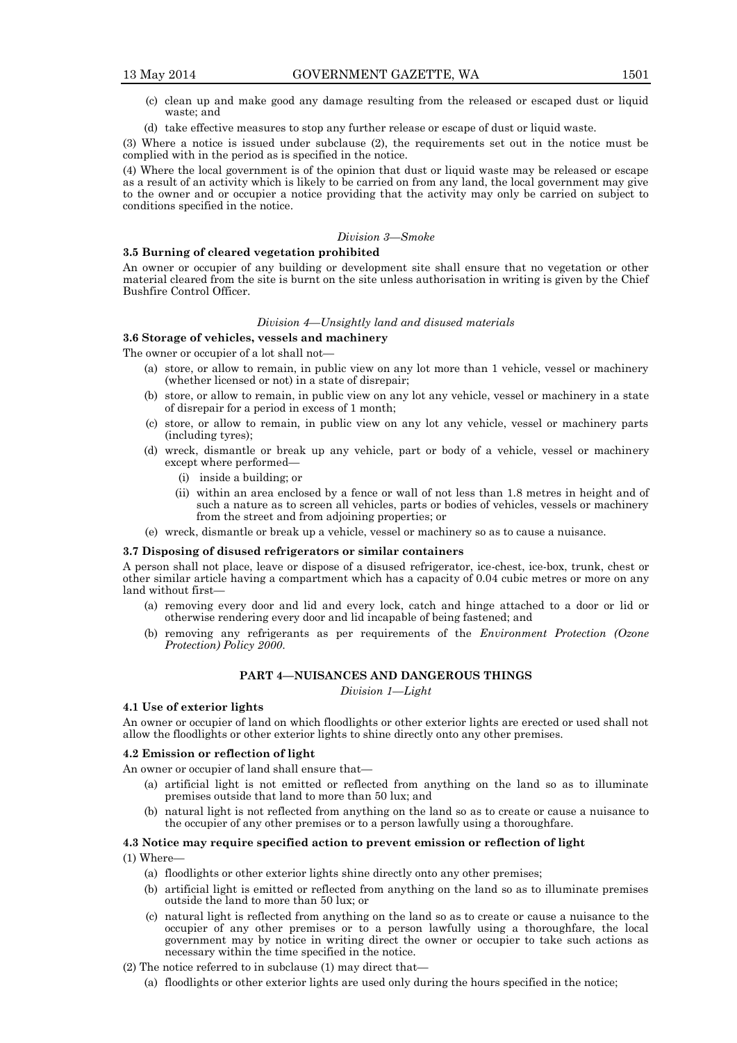(c) clean up and make good any damage resulting from the released or escaped dust or liquid waste; and

(d) take effective measures to stop any further release or escape of dust or liquid waste.

(3) Where a notice is issued under subclause (2), the requirements set out in the notice must be complied with in the period as is specified in the notice.

(4) Where the local government is of the opinion that dust or liquid waste may be released or escape as a result of an activity which is likely to be carried on from any land, the local government may give to the owner and or occupier a notice providing that the activity may only be carried on subject to conditions specified in the notice.

*Division 3—Smoke*

**3.5 Burning of cleared vegetation prohibited**

An owner or occupier of any building or development site shall ensure that no vegetation or other material cleared from the site is burnt on the site unless authorisation in writing is given by the Chief Bushfire Control Officer.

*Division 4—Unsightly land and disused materials*

**3.6 Storage of vehicles, vessels and machinery**

The owner or occupier of a lot shall not—

(a) store, or allow to remain, in public view on any lot more than 1 vehicle, vessel or machinery (whether licensed or not) in a state of disrepair;

(b) store, or allow to remain, in public view on any lot any vehicle, vessel or machinery in a state of disrepair for a period in excess of 1 month;

(c) store, or allow to remain, in public view on any lot any vehicle, vessel or machinery parts (including tyres);

(d) wreck, dismantle or break up any vehicle, part or body of a vehicle, vessel or machinery except where performed—

  (i) inside a building; or

  (ii) within an area enclosed by a fence or wall of not less than 1.8 metres in height and of such a nature as to screen all vehicles, parts or bodies of vehicles, vessels or machinery from the street and from adjoining properties; or

(e) wreck, dismantle or break up a vehicle, vessel or machinery so as to cause a nuisance.

**3.7 Disposing of disused refrigerators or similar containers**

A person shall not place, leave or dispose of a disused refrigerator, ice-chest, ice-box, trunk, chest or other similar article having a compartment which has a capacity of 0.04 cubic metres or more on any land without first—

(a) removing every door and lid and every lock, catch and hinge attached to a door or lid or otherwise rendering every door and lid incapable of being fastened; and

(b) removing any refrigerants as per requirements of the *Environment Protection (Ozone Protection) Policy 2000*.

## PART 4—NUISANCES AND DANGEROUS THINGS

*Division 1—Light*

**4.1 Use of exterior lights**

An owner or occupier of land on which floodlights or other exterior lights are erected or used shall not allow the floodlights or other exterior lights to shine directly onto any other premises.

**4.2 Emission or reflection of light**

An owner or occupier of land shall ensure that—

(a) artificial light is not emitted or reflected from anything on the land so as to illuminate premises outside that land to more than 50 lux; and

(b) natural light is not reflected from anything on the land so as to create or cause a nuisance to the occupier of any other premises or to a person lawfully using a thoroughfare.

**4.3 Notice may require specified action to prevent emission or reflection of light**

(1) Where—

(a) floodlights or other exterior lights shine directly onto any other premises;

(b) artificial light is emitted or reflected from anything on the land so as to illuminate premises outside the land to more than 50 lux; or

(c) natural light is reflected from anything on the land so as to create or cause a nuisance to the occupier of any other premises or to a person lawfully using a thoroughfare, the local government may by notice in writing direct the owner or occupier to take such actions as necessary within the time specified in the notice.

(2) The notice referred to in subclause (1) may direct that—

(a) floodlights or other exterior lights are used only during the hours specified in the notice;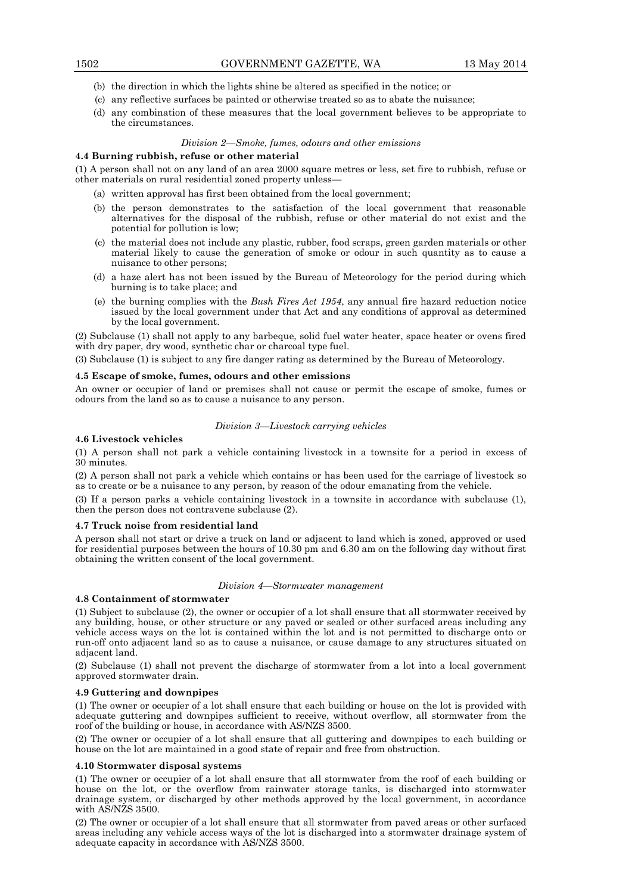(b) the direction in which the lights shine be altered as specified in the notice; or

(c) any reflective surfaces be painted or otherwise treated so as to abate the nuisance;

(d) any combination of these measures that the local government believes to be appropriate to the circumstances.

*Division 2—Smoke, fumes, odours and other emissions*

**4.4 Burning rubbish, refuse or other material**

(1) A person shall not on any land of an area 2000 square metres or less, set fire to rubbish, refuse or other materials on rural residential zoned property unless—

(a) written approval has first been obtained from the local government;

(b) the person demonstrates to the satisfaction of the local government that reasonable alternatives for the disposal of the rubbish, refuse or other material do not exist and the potential for pollution is low;

(c) the material does not include any plastic, rubber, food scraps, green garden materials or other material likely to cause the generation of smoke or odour in such quantity as to cause a nuisance to other persons;

(d) a haze alert has not been issued by the Bureau of Meteorology for the period during which burning is to take place; and

(e) the burning complies with the *Bush Fires Act 1954*, any annual fire hazard reduction notice issued by the local government under that Act and any conditions of approval as determined by the local government.

(2) Subclause (1) shall not apply to any barbeque, solid fuel water heater, space heater or ovens fired with dry paper, dry wood, synthetic char or charcoal type fuel.

(3) Subclause (1) is subject to any fire danger rating as determined by the Bureau of Meteorology.

**4.5 Escape of smoke, fumes, odours and other emissions**

An owner or occupier of land or premises shall not cause or permit the escape of smoke, fumes or odours from the land so as to cause a nuisance to any person.

*Division 3—Livestock carrying vehicles*

**4.6 Livestock vehicles**

(1) A person shall not park a vehicle containing livestock in a townsite for a period in excess of 30 minutes.

(2) A person shall not park a vehicle which contains or has been used for the carriage of livestock so as to create or be a nuisance to any person, by reason of the odour emanating from the vehicle.

(3) If a person parks a vehicle containing livestock in a townsite in accordance with subclause (1), then the person does not contravene subclause (2).

**4.7 Truck noise from residential land**

A person shall not start or drive a truck on land or adjacent to land which is zoned, approved or used for residential purposes between the hours of 10.30 pm and 6.30 am on the following day without first obtaining the written consent of the local government.

*Division 4—Stormwater management*

**4.8 Containment of stormwater**

(1) Subject to subclause (2), the owner or occupier of a lot shall ensure that all stormwater received by any building, house, or other structure or any paved or sealed or other surfaced areas including any vehicle access ways on the lot is contained within the lot and is not permitted to discharge onto or run-off onto adjacent land so as to cause a nuisance, or cause damage to any structures situated on adjacent land.

(2) Subclause (1) shall not prevent the discharge of stormwater from a lot into a local government approved stormwater drain.

**4.9 Guttering and downpipes**

(1) The owner or occupier of a lot shall ensure that each building or house on the lot is provided with adequate guttering and downpipes sufficient to receive, without overflow, all stormwater from the roof of the building or house, in accordance with AS/NZS 3500.

(2) The owner or occupier of a lot shall ensure that all guttering and downpipes to each building or house on the lot are maintained in a good state of repair and free from obstruction.

**4.10 Stormwater disposal systems**

(1) The owner or occupier of a lot shall ensure that all stormwater from the roof of each building or house on the lot, or the overflow from rainwater storage tanks, is discharged into stormwater drainage system, or discharged by other methods approved by the local government, in accordance with AS/NZS 3500.

(2) The owner or occupier of a lot shall ensure that all stormwater from paved areas or other surfaced areas including any vehicle access ways of the lot is discharged into a stormwater drainage system of adequate capacity in accordance with AS/NZS 3500.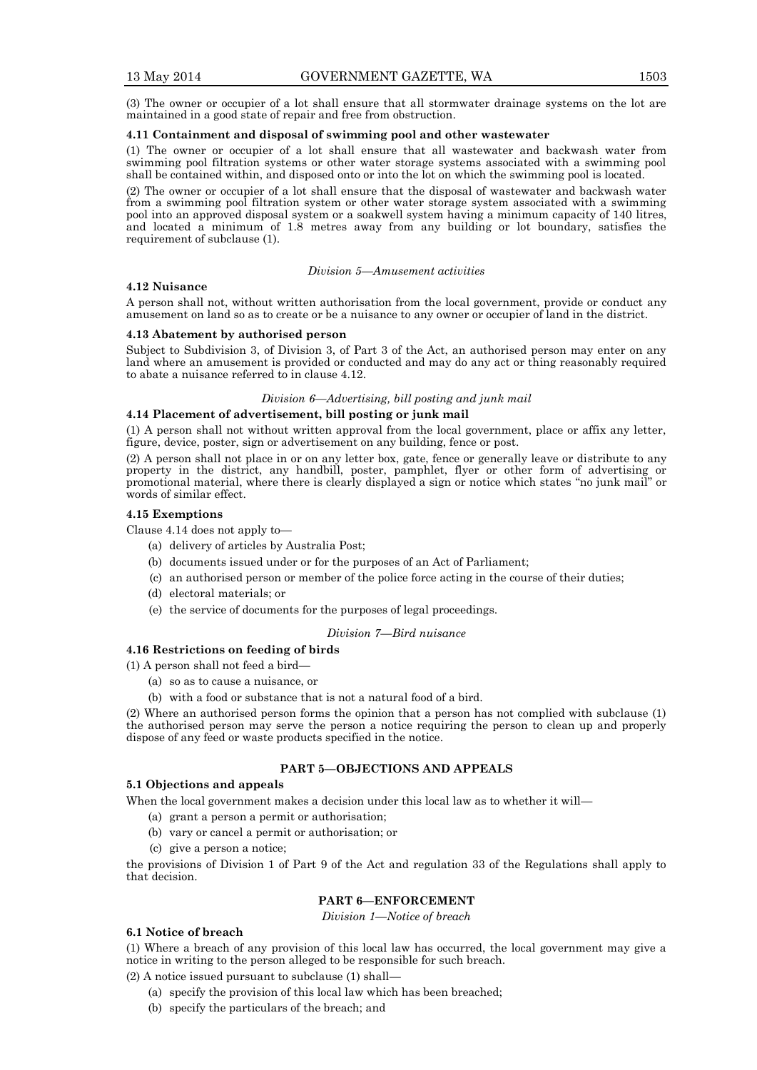(3) The owner or occupier of a lot shall ensure that all stormwater drainage systems on the lot are maintained in a good state of repair and free from obstruction.

**4.11 Containment and disposal of swimming pool and other wastewater**

(1) The owner or occupier of a lot shall ensure that all wastewater and backwash water from swimming pool filtration systems or other water storage systems associated with a swimming pool shall be contained within, and disposed onto or into the lot on which the swimming pool is located.

(2) The owner or occupier of a lot shall ensure that the disposal of wastewater and backwash water from a swimming pool filtration system or other water storage system associated with a swimming pool into an approved disposal system or a soakwell system having a minimum capacity of 140 litres, and located a minimum of 1.8 metres away from any building or lot boundary, satisfies the requirement of subclause (1).

*Division 5—Amusement activities*

**4.12 Nuisance**

A person shall not, without written authorisation from the local government, provide or conduct any amusement on land so as to create or be a nuisance to any owner or occupier of land in the district.

**4.13 Abatement by authorised person**

Subject to Subdivision 3, of Division 3, of Part 3 of the Act, an authorised person may enter on any land where an amusement is provided or conducted and may do any act or thing reasonably required to abate a nuisance referred to in clause 4.12.

*Division 6—Advertising, bill posting and junk mail*

**4.14 Placement of advertisement, bill posting or junk mail**

(1) A person shall not without written approval from the local government, place or affix any letter, figure, device, poster, sign or advertisement on any building, fence or post.

(2) A person shall not place in or on any letter box, gate, fence or generally leave or distribute to any property in the district, any handbill, poster, pamphlet, flyer or other form of advertising or promotional material, where there is clearly displayed a sign or notice which states "no junk mail" or words of similar effect.

**4.15 Exemptions**

Clause 4.14 does not apply to—

- (a) delivery of articles by Australia Post;
- (b) documents issued under or for the purposes of an Act of Parliament;
- (c) an authorised person or member of the police force acting in the course of their duties;
- (d) electoral materials; or
- (e) the service of documents for the purposes of legal proceedings.

*Division 7—Bird nuisance*

**4.16 Restrictions on feeding of birds**

(1) A person shall not feed a bird—

- (a) so as to cause a nuisance, or
- (b) with a food or substance that is not a natural food of a bird.

(2) Where an authorised person forms the opinion that a person has not complied with subclause (1) the authorised person may serve the person a notice requiring the person to clean up and properly dispose of any feed or waste products specified in the notice.

## PART 5—OBJECTIONS AND APPEALS

**5.1 Objections and appeals**

When the local government makes a decision under this local law as to whether it will—

- (a) grant a person a permit or authorisation;
- (b) vary or cancel a permit or authorisation; or
- (c) give a person a notice;

the provisions of Division 1 of Part 9 of the Act and regulation 33 of the Regulations shall apply to that decision.

## PART 6—ENFORCEMENT

*Division 1—Notice of breach*

**6.1 Notice of breach**

(1) Where a breach of any provision of this local law has occurred, the local government may give a notice in writing to the person alleged to be responsible for such breach.

(2) A notice issued pursuant to subclause (1) shall—

- (a) specify the provision of this local law which has been breached;
- (b) specify the particulars of the breach; and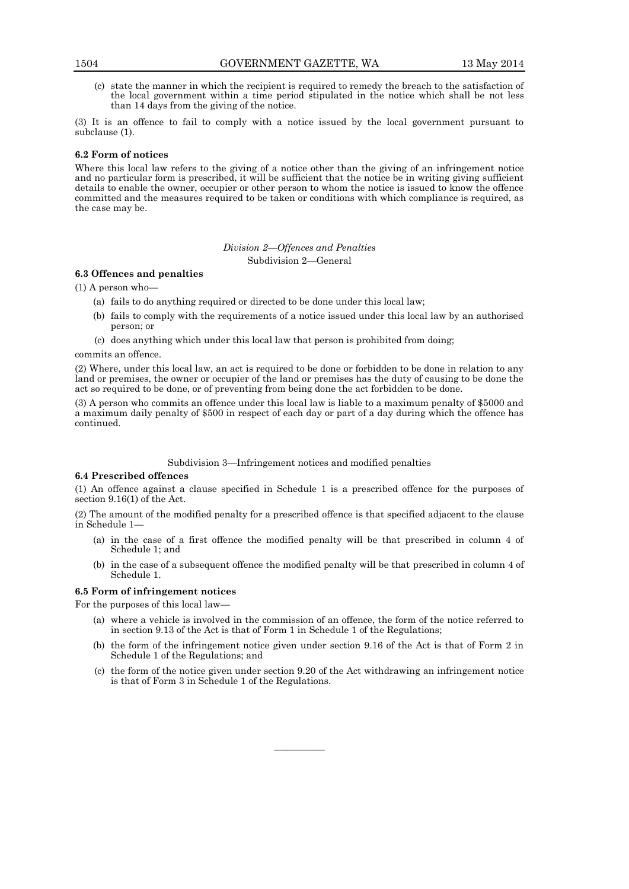(c) state the manner in which the recipient is required to remedy the breach to the satisfaction of the local government within a time period stipulated in the notice which shall be not less than 14 days from the giving of the notice.

(3) It is an offence to fail to comply with a notice issued by the local government pursuant to subclause (1).

**6.2 Form of notices**

Where this local law refers to the giving of a notice other than the giving of an infringement notice and no particular form is prescribed, it will be sufficient that the notice be in writing giving sufficient details to enable the owner, occupier or other person to whom the notice is issued to know the offence committed and the measures required to be taken or conditions with which compliance is required, as the case may be.

*Division 2—Offences and Penalties*

Subdivision 2—General

**6.3 Offences and penalties**

(1) A person who—

- (a) fails to do anything required or directed to be done under this local law;
- (b) fails to comply with the requirements of a notice issued under this local law by an authorised person; or
- (c) does anything which under this local law that person is prohibited from doing;

commits an offence.

(2) Where, under this local law, an act is required to be done or forbidden to be done in relation to any land or premises, the owner or occupier of the land or premises has the duty of causing to be done the act so required to be done, or of preventing from being done the act forbidden to be done.

(3) A person who commits an offence under this local law is liable to a maximum penalty of $5000 and a maximum daily penalty of $500 in respect of each day or part of a day during which the offence has continued.

Subdivision 3—Infringement notices and modified penalties

**6.4 Prescribed offences**

(1) An offence against a clause specified in Schedule 1 is a prescribed offence for the purposes of section 9.16(1) of the Act.

(2) The amount of the modified penalty for a prescribed offence is that specified adjacent to the clause in Schedule 1—

- (a) in the case of a first offence the modified penalty will be that prescribed in column 4 of Schedule 1; and
- (b) in the case of a subsequent offence the modified penalty will be that prescribed in column 4 of Schedule 1.

**6.5 Form of infringement notices**

For the purposes of this local law—

- (a) where a vehicle is involved in the commission of an offence, the form of the notice referred to in section 9.13 of the Act is that of Form 1 in Schedule 1 of the Regulations;
- (b) the form of the infringement notice given under section 9.16 of the Act is that of Form 2 in Schedule 1 of the Regulations; and
- (c) the form of the notice given under section 9.20 of the Act withdrawing an infringement notice is that of Form 3 in Schedule 1 of the Regulations.

———————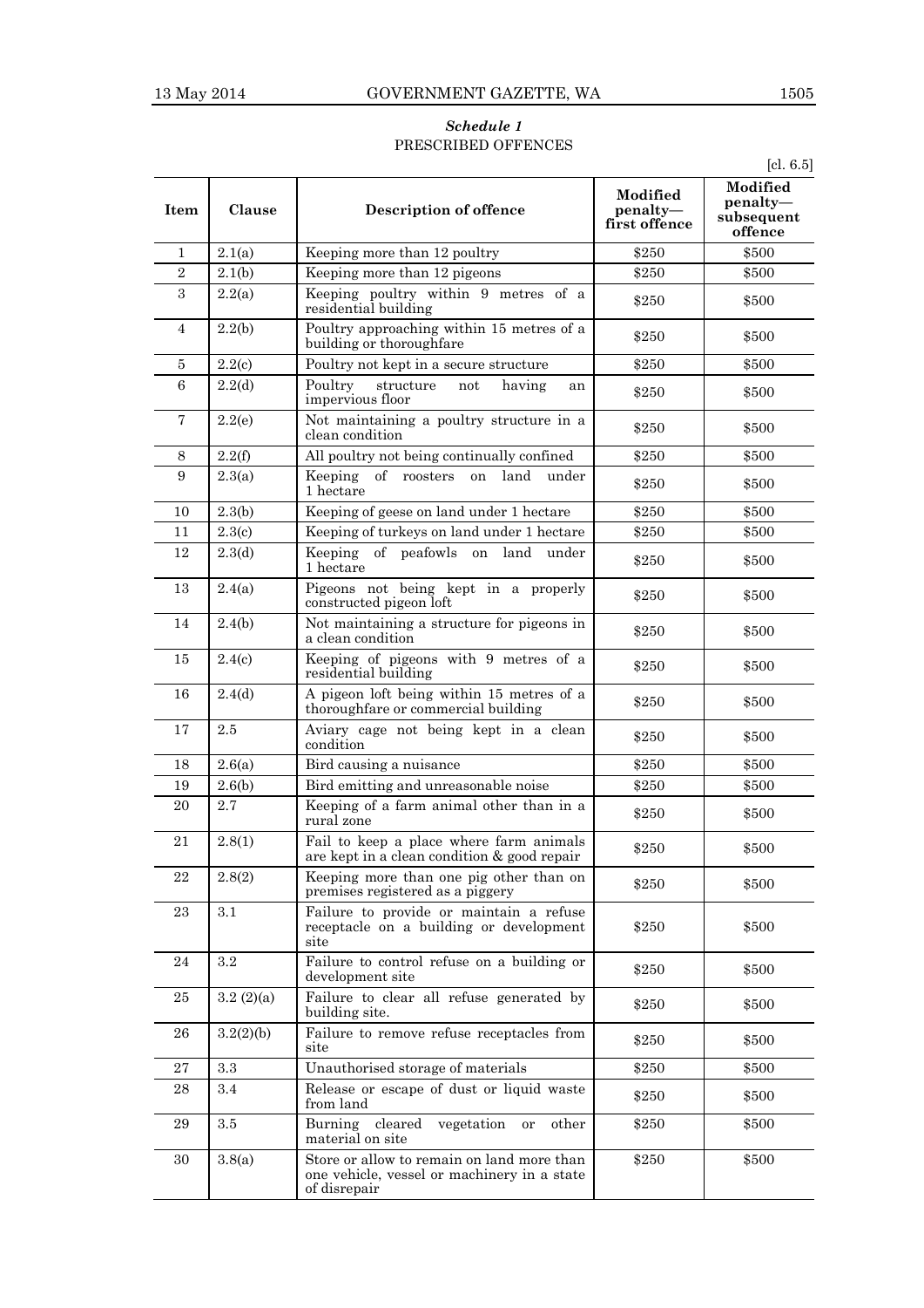### *Schedule 1*

PRESCRIBED OFFENCES

[cl. 6.5]

| Item | Clause | Description of offence | Modified penalty—first offence | Modified penalty—subsequent offence |
|---|---|---|---|---|
| 1 | 2.1(a) | Keeping more than 12 poultry | $250 | $500 |
| 2 | 2.1(b) | Keeping more than 12 pigeons | $250 | $500 |
| 3 | 2.2(a) | Keeping poultry within 9 metres of a residential building | $250 | $500 |
| 4 | 2.2(b) | Poultry approaching within 15 metres of a building or thoroughfare | $250 | $500 |
| 5 | 2.2(c) | Poultry not kept in a secure structure | $250 | $500 |
| 6 | 2.2(d) | Poultry structure not having an impervious floor | $250 | $500 |
| 7 | 2.2(e) | Not maintaining a poultry structure in a clean condition | $250 | $500 |
| 8 | 2.2(f) | All poultry not being continually confined | $250 | $500 |
| 9 | 2.3(a) | Keeping of roosters on land under 1 hectare | $250 | $500 |
| 10 | 2.3(b) | Keeping of geese on land under 1 hectare | $250 | $500 |
| 11 | 2.3(c) | Keeping of turkeys on land under 1 hectare | $250 | $500 |
| 12 | 2.3(d) | Keeping of peafowls on land under 1 hectare | $250 | $500 |
| 13 | 2.4(a) | Pigeons not being kept in a properly constructed pigeon loft | $250 | $500 |
| 14 | 2.4(b) | Not maintaining a structure for pigeons in a clean condition | $250 | $500 |
| 15 | 2.4(c) | Keeping of pigeons with 9 metres of a residential building | $250 | $500 |
| 16 | 2.4(d) | A pigeon loft being within 15 metres of a thoroughfare or commercial building | $250 | $500 |
| 17 | 2.5 | Aviary cage not being kept in a clean condition | $250 | $500 |
| 18 | 2.6(a) | Bird causing a nuisance | $250 | $500 |
| 19 | 2.6(b) | Bird emitting and unreasonable noise | $250 | $500 |
| 20 | 2.7 | Keeping of a farm animal other than in a rural zone | $250 | $500 |
| 21 | 2.8(1) | Fail to keep a place where farm animals are kept in a clean condition & good repair | $250 | $500 |
| 22 | 2.8(2) | Keeping more than one pig other than on premises registered as a piggery | $250 | $500 |
| 23 | 3.1 | Failure to provide or maintain a refuse receptacle on a building or development site | $250 | $500 |
| 24 | 3.2 | Failure to control refuse on a building or development site | $250 | $500 |
| 25 | 3.2 (2)(a) | Failure to clear all refuse generated by building site. | $250 | $500 |
| 26 | 3.2(2)(b) | Failure to remove refuse receptacles from site | $250 | $500 |
| 27 | 3.3 | Unauthorised storage of materials | $250 | $500 |
| 28 | 3.4 | Release or escape of dust or liquid waste from land | $250 | $500 |
| 29 | 3.5 | Burning cleared vegetation or other material on site | $250 | $500 |
| 30 | 3.8(a) | Store or allow to remain on land more than one vehicle, vessel or machinery in a state of disrepair | $250 | $500 |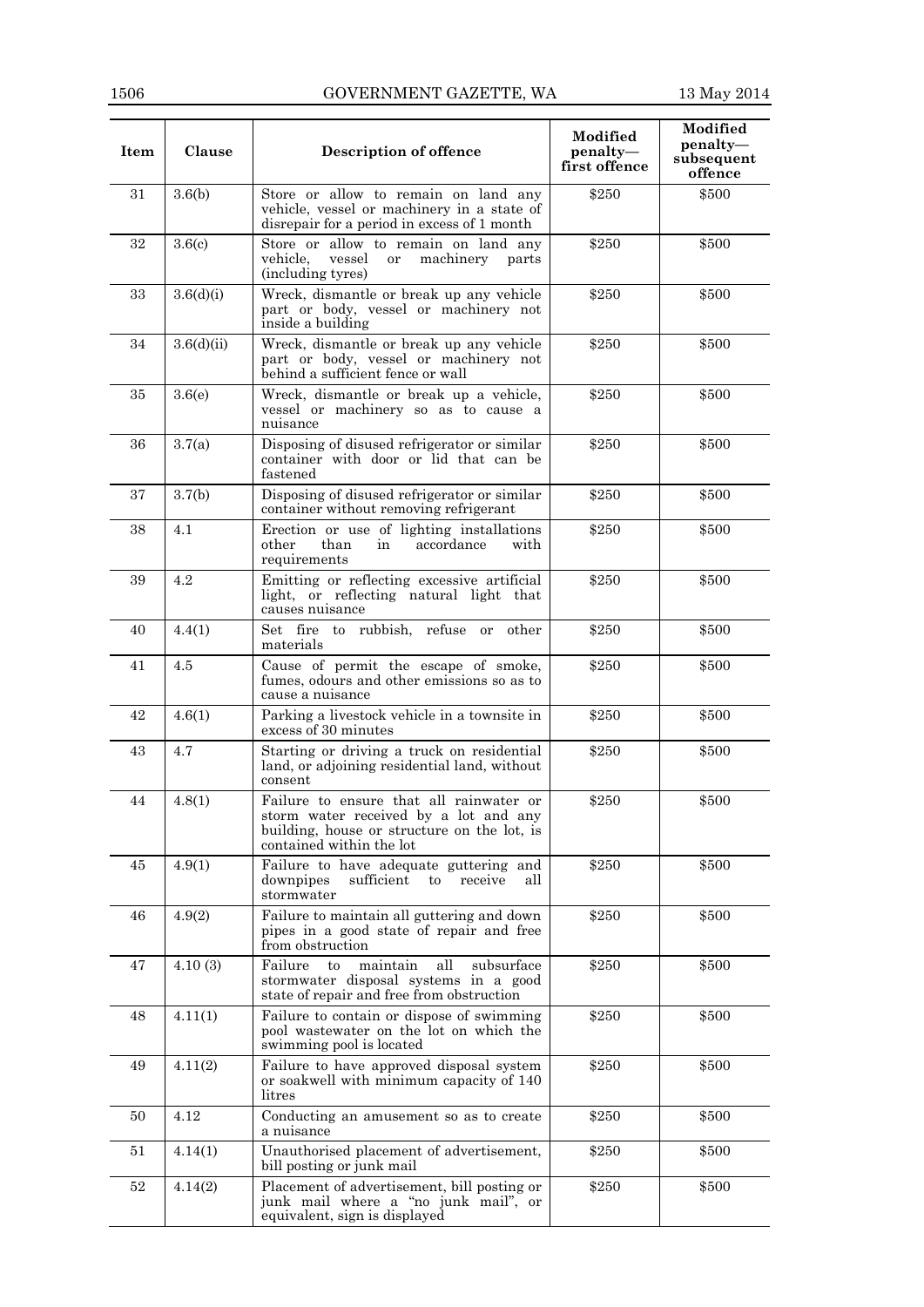| Item | Clause | Description of offence | Modified penalty—first offence | Modified penalty—subsequent offence |
|---|---|---|---|---|
| 31 | 3.6(b) | Store or allow to remain on land any vehicle, vessel or machinery in a state of disrepair for a period in excess of 1 month | $250 | $500 |
| 32 | 3.6(c) | Store or allow to remain on land any vehicle, vessel or machinery parts (including tyres) | $250 | $500 |
| 33 | 3.6(d)(i) | Wreck, dismantle or break up any vehicle part or body, vessel or machinery not inside a building | $250 | $500 |
| 34 | 3.6(d)(ii) | Wreck, dismantle or break up any vehicle part or body, vessel or machinery not behind a sufficient fence or wall | $250 | $500 |
| 35 | 3.6(e) | Wreck, dismantle or break up a vehicle, vessel or machinery so as to cause a nuisance | $250 | $500 |
| 36 | 3.7(a) | Disposing of disused refrigerator or similar container with door or lid that can be fastened | $250 | $500 |
| 37 | 3.7(b) | Disposing of disused refrigerator or similar container without removing refrigerant | $250 | $500 |
| 38 | 4.1 | Erection or use of lighting installations other than in accordance with requirements | $250 | $500 |
| 39 | 4.2 | Emitting or reflecting excessive artificial light, or reflecting natural light that causes nuisance | $250 | $500 |
| 40 | 4.4(1) | Set fire to rubbish, refuse or other materials | $250 | $500 |
| 41 | 4.5 | Cause of permit the escape of smoke, fumes, odours and other emissions so as to cause a nuisance | $250 | $500 |
| 42 | 4.6(1) | Parking a livestock vehicle in a townsite in excess of 30 minutes | $250 | $500 |
| 43 | 4.7 | Starting or driving a truck on residential land, or adjoining residential land, without consent | $250 | $500 |
| 44 | 4.8(1) | Failure to ensure that all rainwater or storm water received by a lot and any building, house or structure on the lot, is contained within the lot | $250 | $500 |
| 45 | 4.9(1) | Failure to have adequate guttering and downpipes sufficient to receive all stormwater | $250 | $500 |
| 46 | 4.9(2) | Failure to maintain all guttering and down pipes in a good state of repair and free from obstruction | $250 | $500 |
| 47 | 4.10 (3) | Failure to maintain all subsurface stormwater disposal systems in a good state of repair and free from obstruction | $250 | $500 |
| 48 | 4.11(1) | Failure to contain or dispose of swimming pool wastewater on the lot on which the swimming pool is located | $250 | $500 |
| 49 | 4.11(2) | Failure to have approved disposal system or soakwell with minimum capacity of 140 litres | $250 | $500 |
| 50 | 4.12 | Conducting an amusement so as to create a nuisance | $250 | $500 |
| 51 | 4.14(1) | Unauthorised placement of advertisement, bill posting or junk mail | $250 | $500 |
| 52 | 4.14(2) | Placement of advertisement, bill posting or junk mail where a "no junk mail", or equivalent, sign is displayed | $250 | $500 |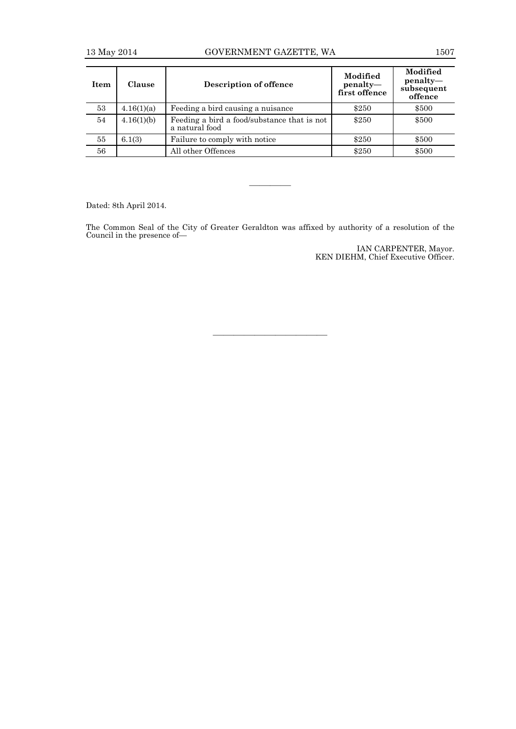| Item | Clause | Description of offence | Modified penalty—first offence | Modified penalty—subsequent offence |
|---|---|---|---|---|
| 53 | 4.16(1)(a) | Feeding a bird causing a nuisance | $250 | $500 |
| 54 | 4.16(1)(b) | Feeding a bird a food/substance that is not a natural food | $250 | $500 |
| 55 | 6.1(3) | Failure to comply with notice | $250 | $500 |
| 56 | | All other Offences | $250 | $500 |

———————

Dated: 8th April 2014.

The Common Seal of the City of Greater Geraldton was affixed by authority of a resolution of the Council in the presence of—

IAN CARPENTER, Mayor.
KEN DIEHM, Chief Executive Officer.

———————————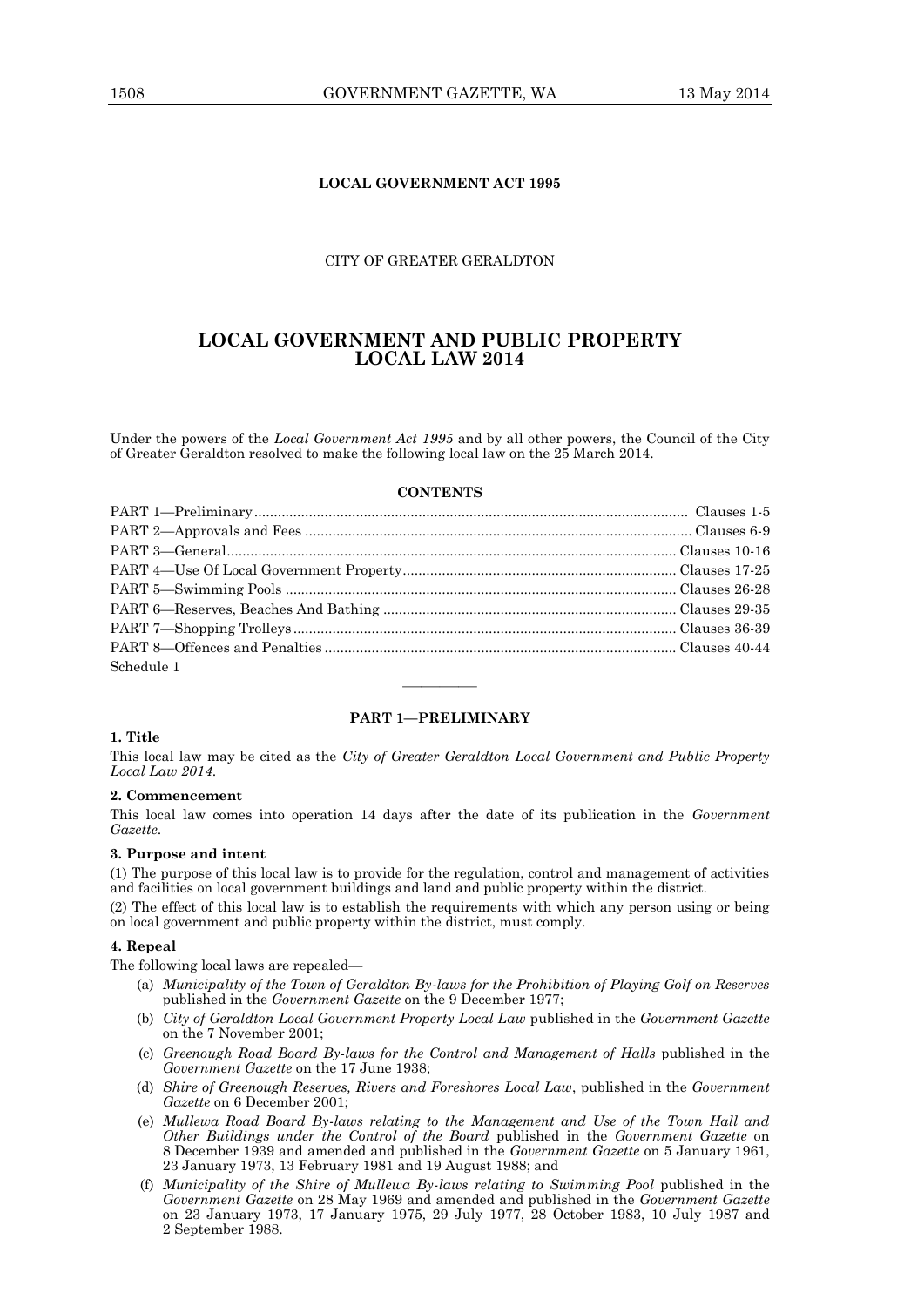**LOCAL GOVERNMENT ACT 1995**

CITY OF GREATER GERALDTON

# LOCAL GOVERNMENT AND PUBLIC PROPERTY LOCAL LAW 2014

Under the powers of the *Local Government Act 1995* and by all other powers, the Council of the City of Greater Geraldton resolved to make the following local law on the 25 March 2014.

**CONTENTS**

| | |
|---|---|
| PART 1—Preliminary | Clauses 1-5 |
| PART 2—Approvals and Fees | Clauses 6-9 |
| PART 3—General | Clauses 10-16 |
| PART 4—Use Of Local Government Property | Clauses 17-25 |
| PART 5—Swimming Pools | Clauses 26-28 |
| PART 6—Reserves, Beaches And Bathing | Clauses 29-35 |
| PART 7—Shopping Trolleys | Clauses 36-39 |
| PART 8—Offences and Penalties | Clauses 40-44 |
| Schedule 1 | |

———————

## PART 1—PRELIMINARY

**1. Title**

This local law may be cited as the *City of Greater Geraldton Local Government and Public Property Local Law 2014*.

**2. Commencement**

This local law comes into operation 14 days after the date of its publication in the *Government Gazette*.

**3. Purpose and intent**

(1) The purpose of this local law is to provide for the regulation, control and management of activities and facilities on local government buildings and land and public property within the district.

(2) The effect of this local law is to establish the requirements with which any person using or being on local government and public property within the district, must comply.

**4. Repeal**

The following local laws are repealed—

(a) *Municipality of the Town of Geraldton By-laws for the Prohibition of Playing Golf on Reserves* published in the *Government Gazette* on the 9 December 1977;

(b) *City of Geraldton Local Government Property Local Law* published in the *Government Gazette* on the 7 November 2001;

(c) *Greenough Road Board By-laws for the Control and Management of Halls* published in the *Government Gazette* on the 17 June 1938;

(d) *Shire of Greenough Reserves, Rivers and Foreshores Local Law*, published in the *Government Gazette* on 6 December 2001;

(e) *Mullewa Road Board By-laws relating to the Management and Use of the Town Hall and Other Buildings under the Control of the Board* published in the *Government Gazette* on 8 December 1939 and amended and published in the *Government Gazette* on 5 January 1961, 23 January 1973, 13 February 1981 and 19 August 1988; and

(f) *Municipality of the Shire of Mullewa By-laws relating to Swimming Pool* published in the *Government Gazette* on 28 May 1969 and amended and published in the *Government Gazette* on 23 January 1973, 17 January 1975, 29 July 1977, 28 October 1983, 10 July 1987 and 2 September 1988.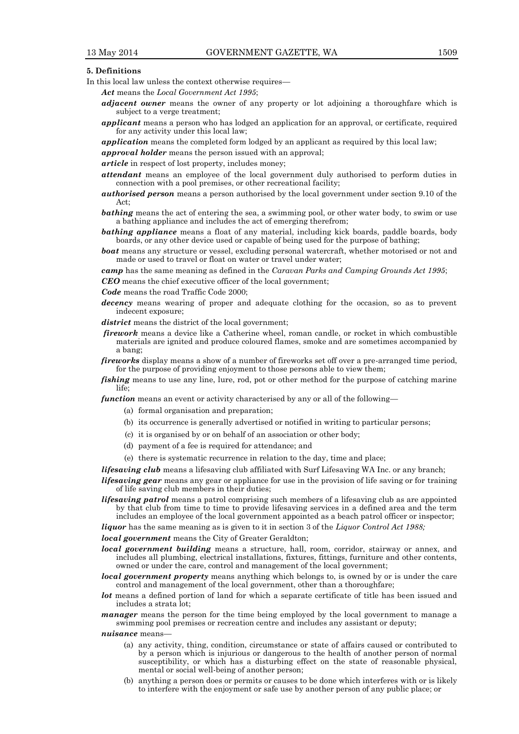**5. Definitions**

In this local law unless the context otherwise requires—

***Act*** means the *Local Government Act 1995*;

***adjacent owner*** means the owner of any property or lot adjoining a thoroughfare which is subject to a verge treatment;

***applicant*** means a person who has lodged an application for an approval, or certificate, required for any activity under this local law;

***application*** means the completed form lodged by an applicant as required by this local law;

***approval holder*** means the person issued with an approval;

***article*** in respect of lost property, includes money;

***attendant*** means an employee of the local government duly authorised to perform duties in connection with a pool premises, or other recreational facility;

***authorised person*** means a person authorised by the local government under section 9.10 of the Act;

***bathing*** means the act of entering the sea, a swimming pool, or other water body, to swim or use a bathing appliance and includes the act of emerging therefrom;

***bathing appliance*** means a float of any material, including kick boards, paddle boards, body boards, or any other device used or capable of being used for the purpose of bathing;

***boat*** means any structure or vessel, excluding personal watercraft, whether motorised or not and made or used to travel or float on water or travel under water;

***camp*** has the same meaning as defined in the *Caravan Parks and Camping Grounds Act 1995*;

***CEO*** means the chief executive officer of the local government;

***Code*** means the road Traffic Code 2000;

***decency*** means wearing of proper and adequate clothing for the occasion, so as to prevent indecent exposure;

***district*** means the district of the local government;

***firework*** means a device like a Catherine wheel, roman candle, or rocket in which combustible materials are ignited and produce coloured flames, smoke and are sometimes accompanied by a bang;

***fireworks*** display means a show of a number of fireworks set off over a pre-arranged time period, for the purpose of providing enjoyment to those persons able to view them;

***fishing*** means to use any line, lure, rod, pot or other method for the purpose of catching marine life;

***function*** means an event or activity characterised by any or all of the following—

(a) formal organisation and preparation;

(b) its occurrence is generally advertised or notified in writing to particular persons;

(c) it is organised by or on behalf of an association or other body;

(d) payment of a fee is required for attendance; and

(e) there is systematic recurrence in relation to the day, time and place;

***lifesaving club*** means a lifesaving club affiliated with Surf Lifesaving WA Inc. or any branch;

***lifesaving gear*** means any gear or appliance for use in the provision of life saving or for training of life saving club members in their duties;

***lifesaving patrol*** means a patrol comprising such members of a lifesaving club as are appointed by that club from time to time to provide lifesaving services in a defined area and the term includes an employee of the local government appointed as a beach patrol officer or inspector;

***liquor*** has the same meaning as is given to it in section 3 of the *Liquor Control Act 1988;*

***local government*** means the City of Greater Geraldton;

***local government building*** means a structure, hall, room, corridor, stairway or annex, and includes all plumbing, electrical installations, fixtures, fittings, furniture and other contents, owned or under the care, control and management of the local government;

***local government property*** means anything which belongs to, is owned by or is under the care control and management of the local government, other than a thoroughfare;

***lot*** means a defined portion of land for which a separate certificate of title has been issued and includes a strata lot;

***manager*** means the person for the time being employed by the local government to manage a swimming pool premises or recreation centre and includes any assistant or deputy;

***nuisance*** means—

(a) any activity, thing, condition, circumstance or state of affairs caused or contributed to by a person which is injurious or dangerous to the health of another person of normal susceptibility, or which has a disturbing effect on the state of reasonable physical, mental or social well-being of another person;

(b) anything a person does or permits or causes to be done which interferes with or is likely to interfere with the enjoyment or safe use by another person of any public place; or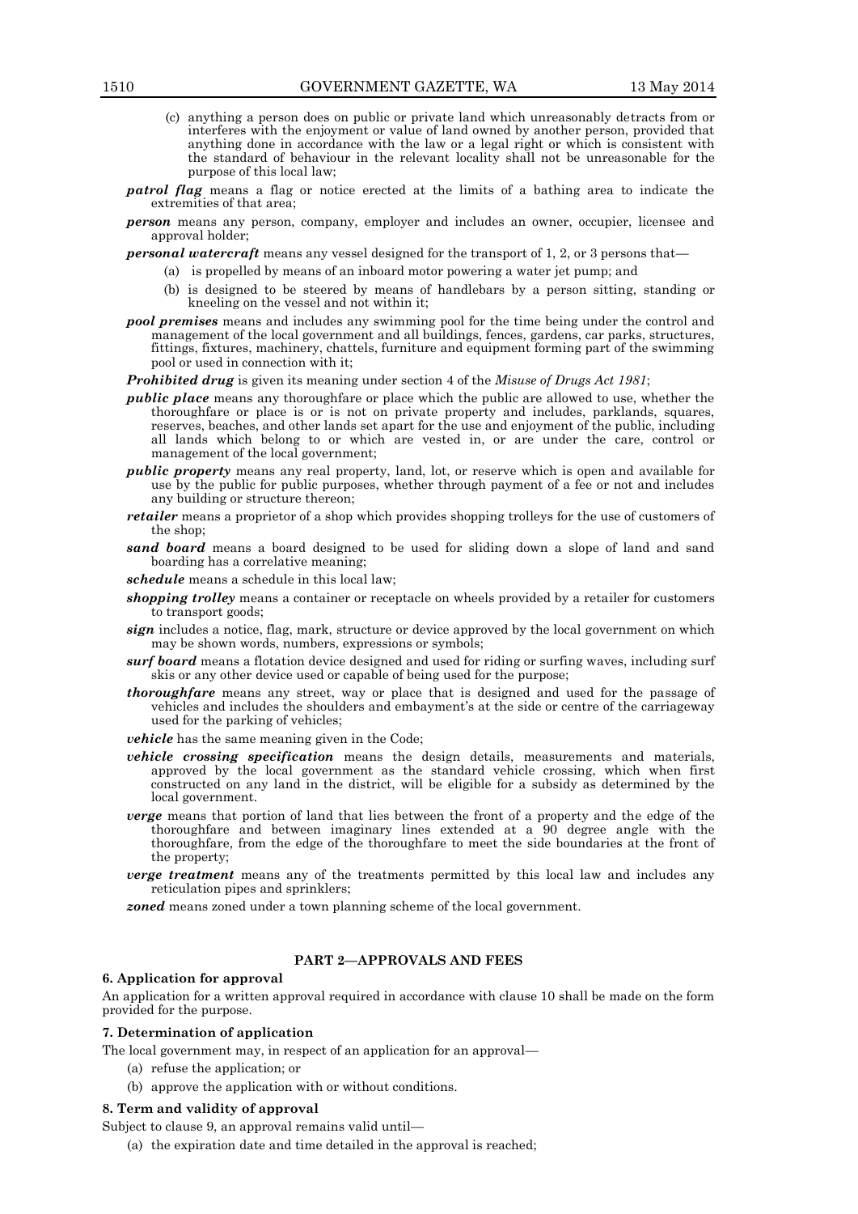(c) anything a person does on public or private land which unreasonably detracts from or interferes with the enjoyment or value of land owned by another person, provided that anything done in accordance with the law or a legal right or which is consistent with the standard of behaviour in the relevant locality shall not be unreasonable for the purpose of this local law;

***patrol flag*** means a flag or notice erected at the limits of a bathing area to indicate the extremities of that area;

***person*** means any person, company, employer and includes an owner, occupier, licensee and approval holder;

***personal watercraft*** means any vessel designed for the transport of 1, 2, or 3 persons that—

(a) is propelled by means of an inboard motor powering a water jet pump; and

(b) is designed to be steered by means of handlebars by a person sitting, standing or kneeling on the vessel and not within it;

***pool premises*** means and includes any swimming pool for the time being under the control and management of the local government and all buildings, fences, gardens, car parks, structures, fittings, fixtures, machinery, chattels, furniture and equipment forming part of the swimming pool or used in connection with it;

***Prohibited drug*** is given its meaning under section 4 of the *Misuse of Drugs Act 1981*;

***public place*** means any thoroughfare or place which the public are allowed to use, whether the thoroughfare or place is or is not on private property and includes, parklands, squares, reserves, beaches, and other lands set apart for the use and enjoyment of the public, including all lands which belong to or which are vested in, or are under the care, control or management of the local government;

***public property*** means any real property, land, lot, or reserve which is open and available for use by the public for public purposes, whether through payment of a fee or not and includes any building or structure thereon;

***retailer*** means a proprietor of a shop which provides shopping trolleys for the use of customers of the shop;

***sand board*** means a board designed to be used for sliding down a slope of land and sand boarding has a correlative meaning;

***schedule*** means a schedule in this local law;

***shopping trolley*** means a container or receptacle on wheels provided by a retailer for customers to transport goods;

***sign*** includes a notice, flag, mark, structure or device approved by the local government on which may be shown words, numbers, expressions or symbols;

***surf board*** means a flotation device designed and used for riding or surfing waves, including surf skis or any other device used or capable of being used for the purpose;

***thoroughfare*** means any street, way or place that is designed and used for the passage of vehicles and includes the shoulders and embayment's at the side or centre of the carriageway used for the parking of vehicles;

***vehicle*** has the same meaning given in the Code;

***vehicle crossing specification*** means the design details, measurements and materials, approved by the local government as the standard vehicle crossing, which when first constructed on any land in the district, will be eligible for a subsidy as determined by the local government.

***verge*** means that portion of land that lies between the front of a property and the edge of the thoroughfare and between imaginary lines extended at a 90 degree angle with the thoroughfare, from the edge of the thoroughfare to meet the side boundaries at the front of the property;

***verge treatment*** means any of the treatments permitted by this local law and includes any reticulation pipes and sprinklers;

***zoned*** means zoned under a town planning scheme of the local government.

## PART 2—APPROVALS AND FEES

### 6. Application for approval

An application for a written approval required in accordance with clause 10 shall be made on the form provided for the purpose.

### 7. Determination of application

The local government may, in respect of an application for an approval—

(a) refuse the application; or

(b) approve the application with or without conditions.

### 8. Term and validity of approval

Subject to clause 9, an approval remains valid until—

(a) the expiration date and time detailed in the approval is reached;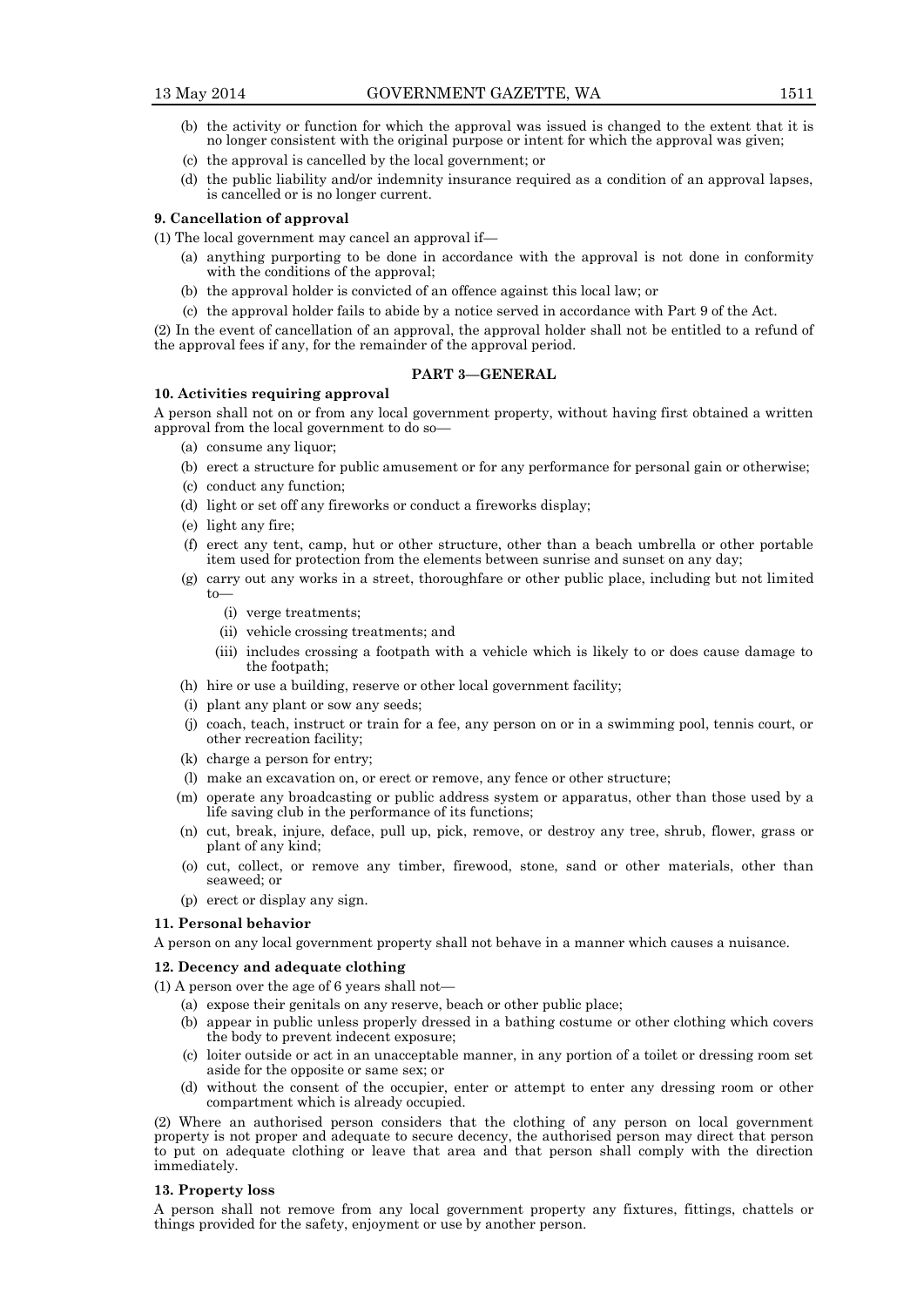(b) the activity or function for which the approval was issued is changed to the extent that it is no longer consistent with the original purpose or intent for which the approval was given;

(c) the approval is cancelled by the local government; or

(d) the public liability and/or indemnity insurance required as a condition of an approval lapses, is cancelled or is no longer current.

**9. Cancellation of approval**

(1) The local government may cancel an approval if—

(a) anything purporting to be done in accordance with the approval is not done in conformity with the conditions of the approval;

(b) the approval holder is convicted of an offence against this local law; or

(c) the approval holder fails to abide by a notice served in accordance with Part 9 of the Act.

(2) In the event of cancellation of an approval, the approval holder shall not be entitled to a refund of the approval fees if any, for the remainder of the approval period.

## PART 3—GENERAL

**10. Activities requiring approval**

A person shall not on or from any local government property, without having first obtained a written approval from the local government to do so—

(a) consume any liquor;

(b) erect a structure for public amusement or for any performance for personal gain or otherwise;

(c) conduct any function;

(d) light or set off any fireworks or conduct a fireworks display;

(e) light any fire;

(f) erect any tent, camp, hut or other structure, other than a beach umbrella or other portable item used for protection from the elements between sunrise and sunset on any day;

(g) carry out any works in a street, thoroughfare or other public place, including but not limited to—

(i) verge treatments;

(ii) vehicle crossing treatments; and

(iii) includes crossing a footpath with a vehicle which is likely to or does cause damage to the footpath;

(h) hire or use a building, reserve or other local government facility;

(i) plant any plant or sow any seeds;

(j) coach, teach, instruct or train for a fee, any person on or in a swimming pool, tennis court, or other recreation facility;

(k) charge a person for entry;

(l) make an excavation on, or erect or remove, any fence or other structure;

(m) operate any broadcasting or public address system or apparatus, other than those used by a life saving club in the performance of its functions;

(n) cut, break, injure, deface, pull up, pick, remove, or destroy any tree, shrub, flower, grass or plant of any kind;

(o) cut, collect, or remove any timber, firewood, stone, sand or other materials, other than seaweed; or

(p) erect or display any sign.

**11. Personal behavior**

A person on any local government property shall not behave in a manner which causes a nuisance.

**12. Decency and adequate clothing**

(1) A person over the age of 6 years shall not—

(a) expose their genitals on any reserve, beach or other public place;

(b) appear in public unless properly dressed in a bathing costume or other clothing which covers the body to prevent indecent exposure;

(c) loiter outside or act in an unacceptable manner, in any portion of a toilet or dressing room set aside for the opposite or same sex; or

(d) without the consent of the occupier, enter or attempt to enter any dressing room or other compartment which is already occupied.

(2) Where an authorised person considers that the clothing of any person on local government property is not proper and adequate to secure decency, the authorised person may direct that person to put on adequate clothing or leave that area and that person shall comply with the direction immediately.

**13. Property loss**

A person shall not remove from any local government property any fixtures, fittings, chattels or things provided for the safety, enjoyment or use by another person.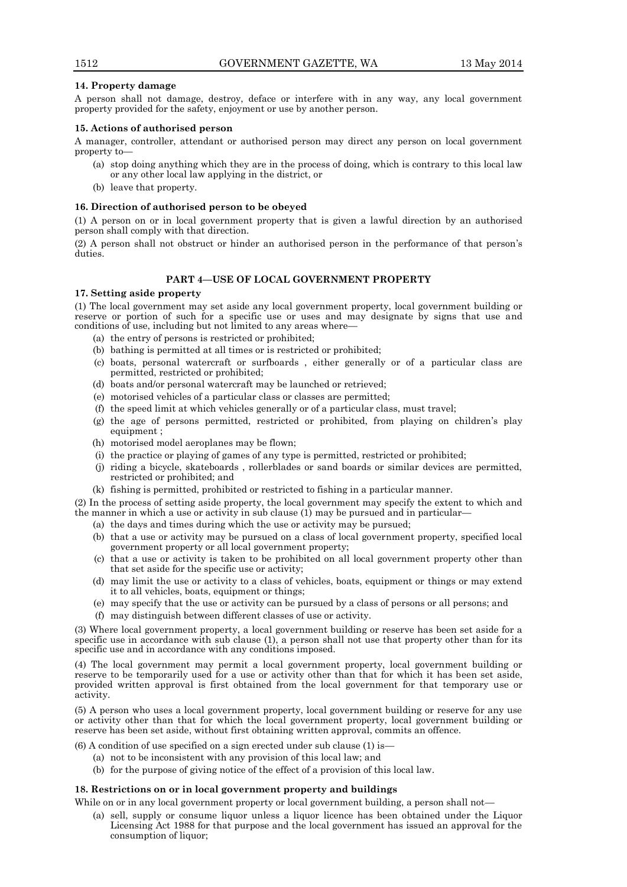**14. Property damage**

A person shall not damage, destroy, deface or interfere with in any way, any local government property provided for the safety, enjoyment or use by another person.

**15. Actions of authorised person**

A manager, controller, attendant or authorised person may direct any person on local government property to—

- (a) stop doing anything which they are in the process of doing, which is contrary to this local law or any other local law applying in the district, or
- (b) leave that property.

**16. Direction of authorised person to be obeyed**

(1) A person on or in local government property that is given a lawful direction by an authorised person shall comply with that direction.

(2) A person shall not obstruct or hinder an authorised person in the performance of that person's duties.

## PART 4—USE OF LOCAL GOVERNMENT PROPERTY

**17. Setting aside property**

(1) The local government may set aside any local government property, local government building or reserve or portion of such for a specific use or uses and may designate by signs that use and conditions of use, including but not limited to any areas where—

- (a) the entry of persons is restricted or prohibited;
- (b) bathing is permitted at all times or is restricted or prohibited;
- (c) boats, personal watercraft or surfboards , either generally or of a particular class are permitted, restricted or prohibited;
- (d) boats and/or personal watercraft may be launched or retrieved;
- (e) motorised vehicles of a particular class or classes are permitted;
- (f) the speed limit at which vehicles generally or of a particular class, must travel;
- (g) the age of persons permitted, restricted or prohibited, from playing on children's play equipment ;
- (h) motorised model aeroplanes may be flown;
- (i) the practice or playing of games of any type is permitted, restricted or prohibited;
- (j) riding a bicycle, skateboards , rollerblades or sand boards or similar devices are permitted, restricted or prohibited; and
- (k) fishing is permitted, prohibited or restricted to fishing in a particular manner.

(2) In the process of setting aside property, the local government may specify the extent to which and the manner in which a use or activity in sub clause (1) may be pursued and in particular—

- (a) the days and times during which the use or activity may be pursued;
- (b) that a use or activity may be pursued on a class of local government property, specified local government property or all local government property;
- (c) that a use or activity is taken to be prohibited on all local government property other than that set aside for the specific use or activity;
- (d) may limit the use or activity to a class of vehicles, boats, equipment or things or may extend it to all vehicles, boats, equipment or things;
- (e) may specify that the use or activity can be pursued by a class of persons or all persons; and
- (f) may distinguish between different classes of use or activity.

(3) Where local government property, a local government building or reserve has been set aside for a specific use in accordance with sub clause (1), a person shall not use that property other than for its specific use and in accordance with any conditions imposed.

(4) The local government may permit a local government property, local government building or reserve to be temporarily used for a use or activity other than that for which it has been set aside, provided written approval is first obtained from the local government for that temporary use or activity.

(5) A person who uses a local government property, local government building or reserve for any use or activity other than that for which the local government property, local government building or reserve has been set aside, without first obtaining written approval, commits an offence.

(6) A condition of use specified on a sign erected under sub clause (1) is—

- (a) not to be inconsistent with any provision of this local law; and
- (b) for the purpose of giving notice of the effect of a provision of this local law.

**18. Restrictions on or in local government property and buildings**

While on or in any local government property or local government building, a person shall not—

- (a) sell, supply or consume liquor unless a liquor licence has been obtained under the Liquor Licensing Act 1988 for that purpose and the local government has issued an approval for the consumption of liquor;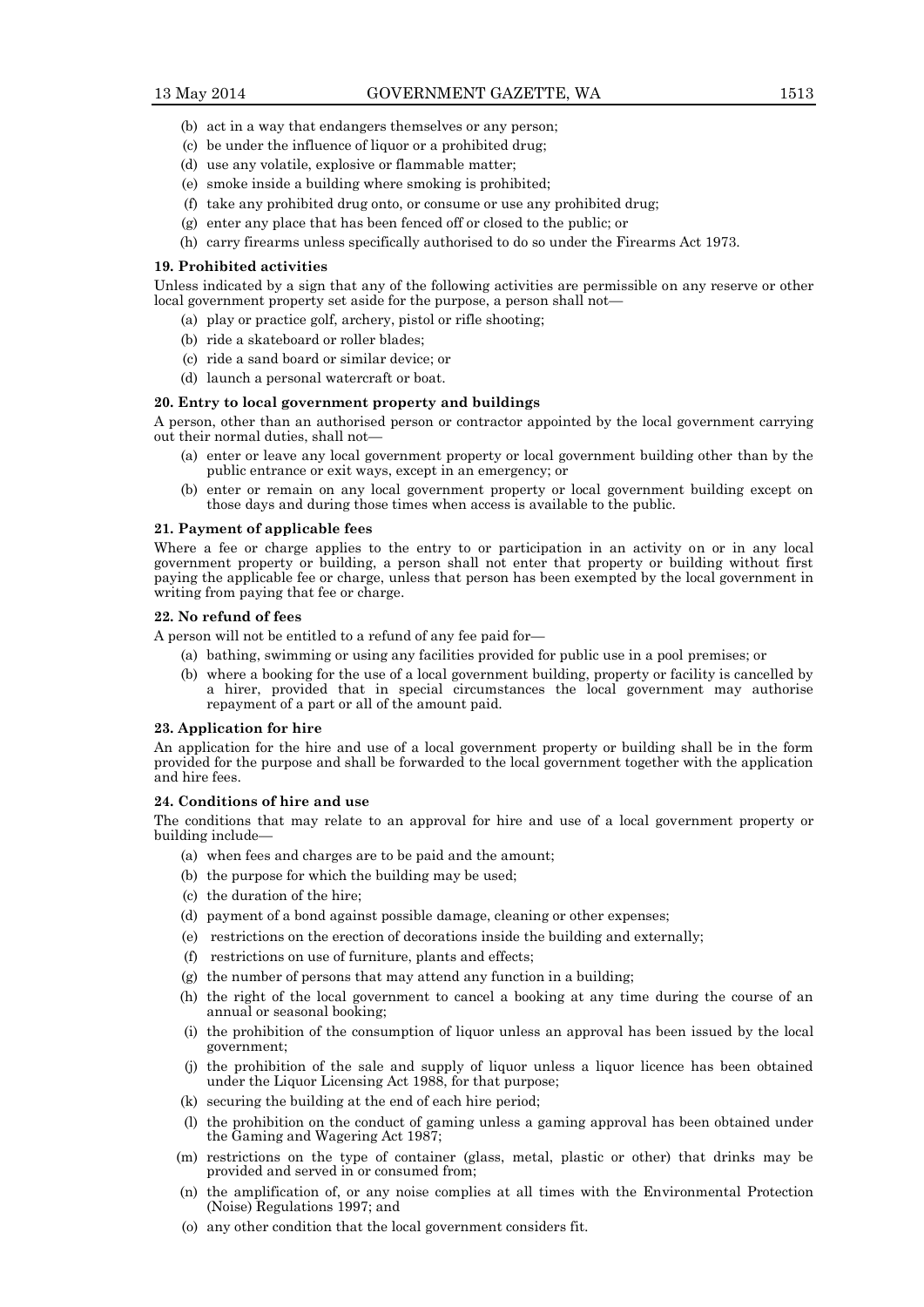(b) act in a way that endangers themselves or any person;

(c) be under the influence of liquor or a prohibited drug;

(d) use any volatile, explosive or flammable matter;

(e) smoke inside a building where smoking is prohibited;

(f) take any prohibited drug onto, or consume or use any prohibited drug;

(g) enter any place that has been fenced off or closed to the public; or

(h) carry firearms unless specifically authorised to do so under the Firearms Act 1973.

**19. Prohibited activities**

Unless indicated by a sign that any of the following activities are permissible on any reserve or other local government property set aside for the purpose, a person shall not—

(a) play or practice golf, archery, pistol or rifle shooting;

(b) ride a skateboard or roller blades;

(c) ride a sand board or similar device; or

(d) launch a personal watercraft or boat.

**20. Entry to local government property and buildings**

A person, other than an authorised person or contractor appointed by the local government carrying out their normal duties, shall not—

(a) enter or leave any local government property or local government building other than by the public entrance or exit ways, except in an emergency; or

(b) enter or remain on any local government property or local government building except on those days and during those times when access is available to the public.

**21. Payment of applicable fees**

Where a fee or charge applies to the entry to or participation in an activity on or in any local government property or building, a person shall not enter that property or building without first paying the applicable fee or charge, unless that person has been exempted by the local government in writing from paying that fee or charge.

**22. No refund of fees**

A person will not be entitled to a refund of any fee paid for—

(a) bathing, swimming or using any facilities provided for public use in a pool premises; or

(b) where a booking for the use of a local government building, property or facility is cancelled by a hirer, provided that in special circumstances the local government may authorise repayment of a part or all of the amount paid.

**23. Application for hire**

An application for the hire and use of a local government property or building shall be in the form provided for the purpose and shall be forwarded to the local government together with the application and hire fees.

**24. Conditions of hire and use**

The conditions that may relate to an approval for hire and use of a local government property or building include—

(a) when fees and charges are to be paid and the amount;

(b) the purpose for which the building may be used;

(c) the duration of the hire;

(d) payment of a bond against possible damage, cleaning or other expenses;

(e) restrictions on the erection of decorations inside the building and externally;

(f) restrictions on use of furniture, plants and effects;

(g) the number of persons that may attend any function in a building;

(h) the right of the local government to cancel a booking at any time during the course of an annual or seasonal booking;

(i) the prohibition of the consumption of liquor unless an approval has been issued by the local government;

(j) the prohibition of the sale and supply of liquor unless a liquor licence has been obtained under the Liquor Licensing Act 1988, for that purpose;

(k) securing the building at the end of each hire period;

(l) the prohibition on the conduct of gaming unless a gaming approval has been obtained under the Gaming and Wagering Act 1987;

(m) restrictions on the type of container (glass, metal, plastic or other) that drinks may be provided and served in or consumed from;

(n) the amplification of, or any noise complies at all times with the Environmental Protection (Noise) Regulations 1997; and

(o) any other condition that the local government considers fit.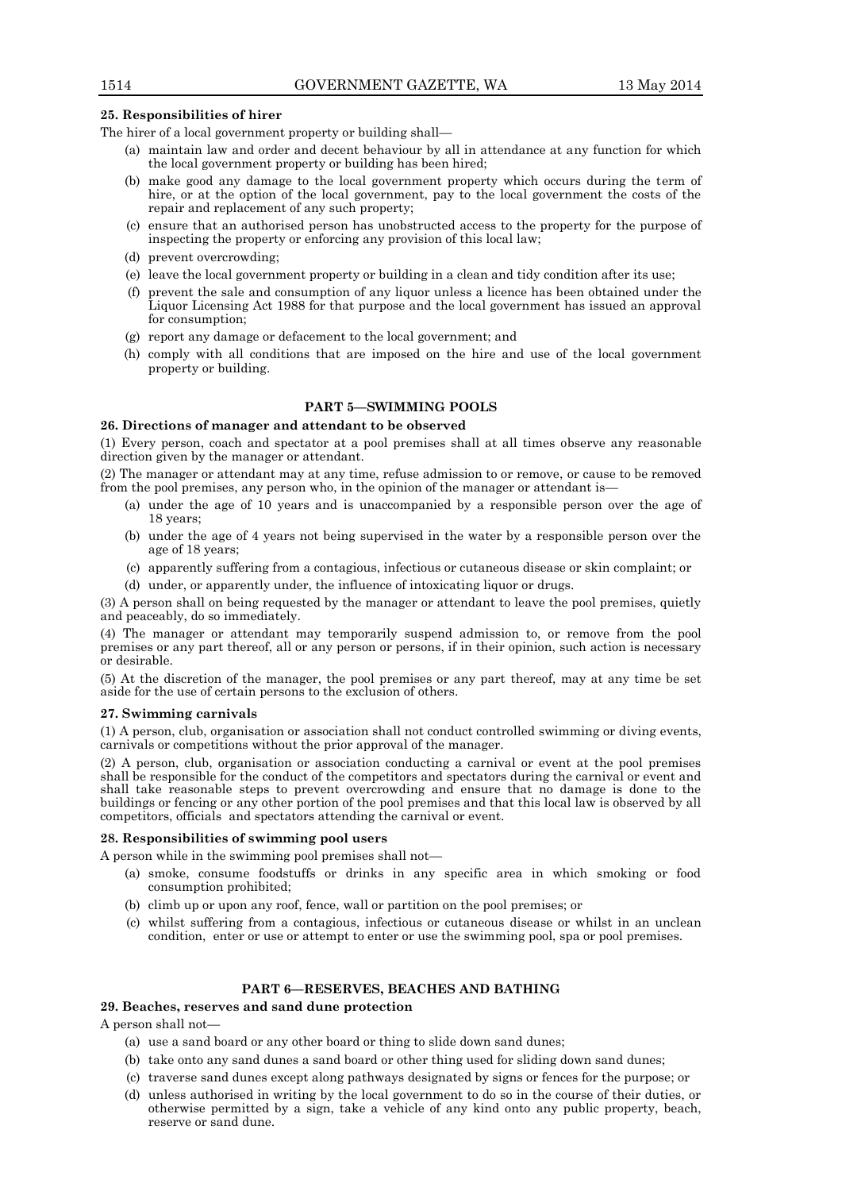**25. Responsibilities of hirer**

The hirer of a local government property or building shall—

(a) maintain law and order and decent behaviour by all in attendance at any function for which the local government property or building has been hired;

(b) make good any damage to the local government property which occurs during the term of hire, or at the option of the local government, pay to the local government the costs of the repair and replacement of any such property;

(c) ensure that an authorised person has unobstructed access to the property for the purpose of inspecting the property or enforcing any provision of this local law;

(d) prevent overcrowding;

(e) leave the local government property or building in a clean and tidy condition after its use;

(f) prevent the sale and consumption of any liquor unless a licence has been obtained under the Liquor Licensing Act 1988 for that purpose and the local government has issued an approval for consumption;

(g) report any damage or defacement to the local government; and

(h) comply with all conditions that are imposed on the hire and use of the local government property or building.

## PART 5—SWIMMING POOLS

**26. Directions of manager and attendant to be observed**

(1) Every person, coach and spectator at a pool premises shall at all times observe any reasonable direction given by the manager or attendant.

(2) The manager or attendant may at any time, refuse admission to or remove, or cause to be removed from the pool premises, any person who, in the opinion of the manager or attendant is—

(a) under the age of 10 years and is unaccompanied by a responsible person over the age of 18 years;

(b) under the age of 4 years not being supervised in the water by a responsible person over the age of 18 years;

(c) apparently suffering from a contagious, infectious or cutaneous disease or skin complaint; or

(d) under, or apparently under, the influence of intoxicating liquor or drugs.

(3) A person shall on being requested by the manager or attendant to leave the pool premises, quietly and peaceably, do so immediately.

(4) The manager or attendant may temporarily suspend admission to, or remove from the pool premises or any part thereof, all or any person or persons, if in their opinion, such action is necessary or desirable.

(5) At the discretion of the manager, the pool premises or any part thereof, may at any time be set aside for the use of certain persons to the exclusion of others.

**27. Swimming carnivals**

(1) A person, club, organisation or association shall not conduct controlled swimming or diving events, carnivals or competitions without the prior approval of the manager.

(2) A person, club, organisation or association conducting a carnival or event at the pool premises shall be responsible for the conduct of the competitors and spectators during the carnival or event and shall take reasonable steps to prevent overcrowding and ensure that no damage is done to the buildings or fencing or any other portion of the pool premises and that this local law is observed by all competitors, officials and spectators attending the carnival or event.

**28. Responsibilities of swimming pool users**

A person while in the swimming pool premises shall not—

(a) smoke, consume foodstuffs or drinks in any specific area in which smoking or food consumption prohibited;

(b) climb up or upon any roof, fence, wall or partition on the pool premises; or

(c) whilst suffering from a contagious, infectious or cutaneous disease or whilst in an unclean condition, enter or use or attempt to enter or use the swimming pool, spa or pool premises.

## PART 6—RESERVES, BEACHES AND BATHING

**29. Beaches, reserves and sand dune protection**

A person shall not—

(a) use a sand board or any other board or thing to slide down sand dunes;

(b) take onto any sand dunes a sand board or other thing used for sliding down sand dunes;

(c) traverse sand dunes except along pathways designated by signs or fences for the purpose; or

(d) unless authorised in writing by the local government to do so in the course of their duties, or otherwise permitted by a sign, take a vehicle of any kind onto any public property, beach, reserve or sand dune.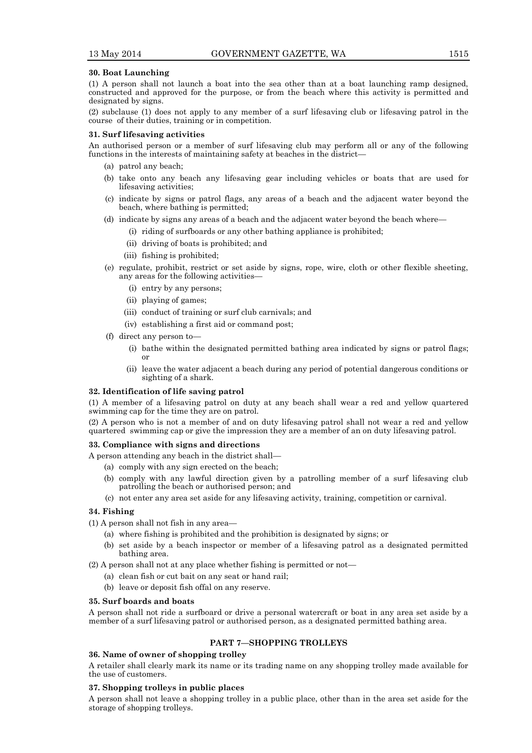**30. Boat Launching**

(1) A person shall not launch a boat into the sea other than at a boat launching ramp designed, constructed and approved for the purpose, or from the beach where this activity is permitted and designated by signs.

(2) subclause (1) does not apply to any member of a surf lifesaving club or lifesaving patrol in the course of their duties, training or in competition.

**31. Surf lifesaving activities**

An authorised person or a member of surf lifesaving club may perform all or any of the following functions in the interests of maintaining safety at beaches in the district—

- (a) patrol any beach;
- (b) take onto any beach any lifesaving gear including vehicles or boats that are used for lifesaving activities;
- (c) indicate by signs or patrol flags, any areas of a beach and the adjacent water beyond the beach, where bathing is permitted;
- (d) indicate by signs any areas of a beach and the adjacent water beyond the beach where—
    - (i) riding of surfboards or any other bathing appliance is prohibited;
    - (ii) driving of boats is prohibited; and
    - (iii) fishing is prohibited;
- (e) regulate, prohibit, restrict or set aside by signs, rope, wire, cloth or other flexible sheeting, any areas for the following activities—
    - (i) entry by any persons;
    - (ii) playing of games;
    - (iii) conduct of training or surf club carnivals; and
    - (iv) establishing a first aid or command post;
- (f) direct any person to—
    - (i) bathe within the designated permitted bathing area indicated by signs or patrol flags; or
    - (ii) leave the water adjacent a beach during any period of potential dangerous conditions or sighting of a shark.

**32. Identification of life saving patrol**

(1) A member of a lifesaving patrol on duty at any beach shall wear a red and yellow quartered swimming cap for the time they are on patrol.

(2) A person who is not a member of and on duty lifesaving patrol shall not wear a red and yellow quartered swimming cap or give the impression they are a member of an on duty lifesaving patrol.

**33. Compliance with signs and directions**

A person attending any beach in the district shall—

- (a) comply with any sign erected on the beach;
- (b) comply with any lawful direction given by a patrolling member of a surf lifesaving club patrolling the beach or authorised person; and
- (c) not enter any area set aside for any lifesaving activity, training, competition or carnival.

**34. Fishing**

(1) A person shall not fish in any area—

- (a) where fishing is prohibited and the prohibition is designated by signs; or
- (b) set aside by a beach inspector or member of a lifesaving patrol as a designated permitted bathing area.

(2) A person shall not at any place whether fishing is permitted or not—

- (a) clean fish or cut bait on any seat or hand rail;
- (b) leave or deposit fish offal on any reserve.

**35. Surf boards and boats**

A person shall not ride a surfboard or drive a personal watercraft or boat in any area set aside by a member of a surf lifesaving patrol or authorised person, as a designated permitted bathing area.

## PART 7—SHOPPING TROLLEYS

**36. Name of owner of shopping trolley**

A retailer shall clearly mark its name or its trading name on any shopping trolley made available for the use of customers.

**37. Shopping trolleys in public places**

A person shall not leave a shopping trolley in a public place, other than in the area set aside for the storage of shopping trolleys.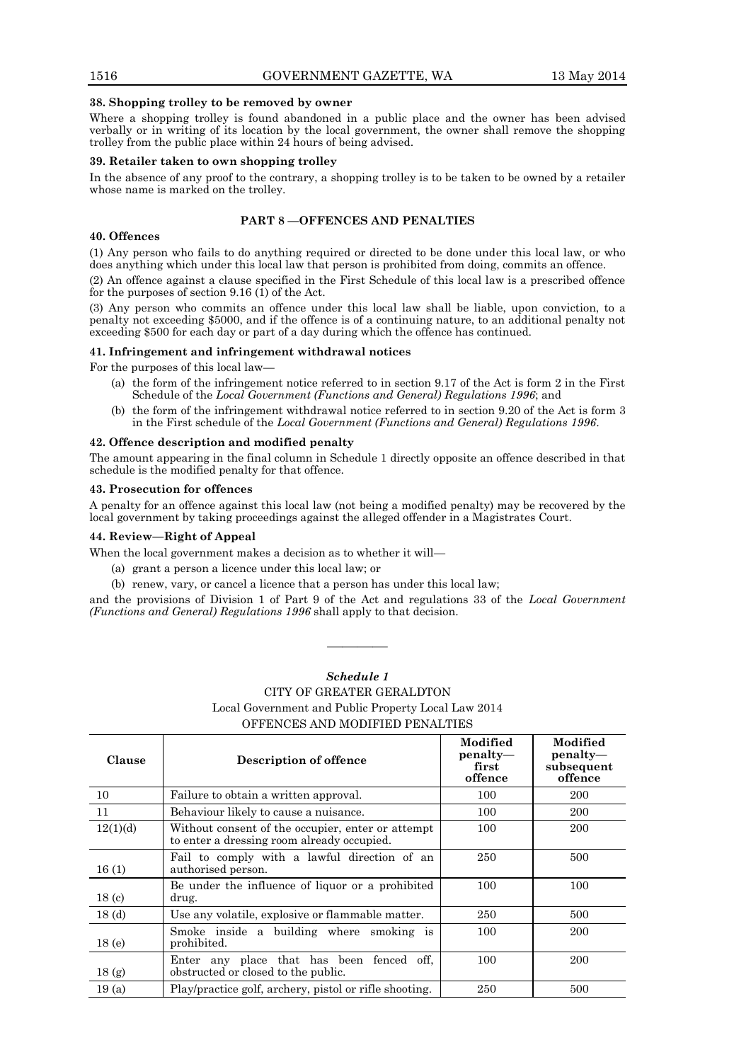**38. Shopping trolley to be removed by owner**

Where a shopping trolley is found abandoned in a public place and the owner has been advised verbally or in writing of its location by the local government, the owner shall remove the shopping trolley from the public place within 24 hours of being advised.

**39. Retailer taken to own shopping trolley**

In the absence of any proof to the contrary, a shopping trolley is to be taken to be owned by a retailer whose name is marked on the trolley.

## PART 8 —OFFENCES AND PENALTIES

**40. Offences**

(1) Any person who fails to do anything required or directed to be done under this local law, or who does anything which under this local law that person is prohibited from doing, commits an offence.

(2) An offence against a clause specified in the First Schedule of this local law is a prescribed offence for the purposes of section 9.16 (1) of the Act.

(3) Any person who commits an offence under this local law shall be liable, upon conviction, to a penalty not exceeding $5000, and if the offence is of a continuing nature, to an additional penalty not exceeding $500 for each day or part of a day during which the offence has continued.

**41. Infringement and infringement withdrawal notices**

For the purposes of this local law—

(a) the form of the infringement notice referred to in section 9.17 of the Act is form 2 in the First Schedule of the *Local Government (Functions and General) Regulations 1996*; and

(b) the form of the infringement withdrawal notice referred to in section 9.20 of the Act is form 3 in the First schedule of the *Local Government (Functions and General) Regulations 1996*.

**42. Offence description and modified penalty**

The amount appearing in the final column in Schedule 1 directly opposite an offence described in that schedule is the modified penalty for that offence.

**43. Prosecution for offences**

A penalty for an offence against this local law (not being a modified penalty) may be recovered by the local government by taking proceedings against the alleged offender in a Magistrates Court.

**44. Review—Right of Appeal**

When the local government makes a decision as to whether it will—

(a) grant a person a licence under this local law; or

(b) renew, vary, or cancel a licence that a person has under this local law;

and the provisions of Division 1 of Part 9 of the Act and regulations 33 of the *Local Government (Functions and General) Regulations 1996* shall apply to that decision.

———————

***Schedule 1***

CITY OF GREATER GERALDTON

Local Government and Public Property Local Law 2014

OFFENCES AND MODIFIED PENALTIES

| Clause | Description of offence | Modified penalty—first offence | Modified penalty—subsequent offence |
|---|---|---|---|
| 10 | Failure to obtain a written approval. | 100 | 200 |
| 11 | Behaviour likely to cause a nuisance. | 100 | 200 |
| 12(1)(d) | Without consent of the occupier, enter or attempt to enter a dressing room already occupied. | 100 | 200 |
| 16 (1) | Fail to comply with a lawful direction of an authorised person. | 250 | 500 |
| 18 (c) | Be under the influence of liquor or a prohibited drug. | 100 | 100 |
| 18 (d) | Use any volatile, explosive or flammable matter. | 250 | 500 |
| 18 (e) | Smoke inside a building where smoking is prohibited. | 100 | 200 |
| 18 (g) | Enter any place that has been fenced off, obstructed or closed to the public. | 100 | 200 |
| 19 (a) | Play/practice golf, archery, pistol or rifle shooting. | 250 | 500 |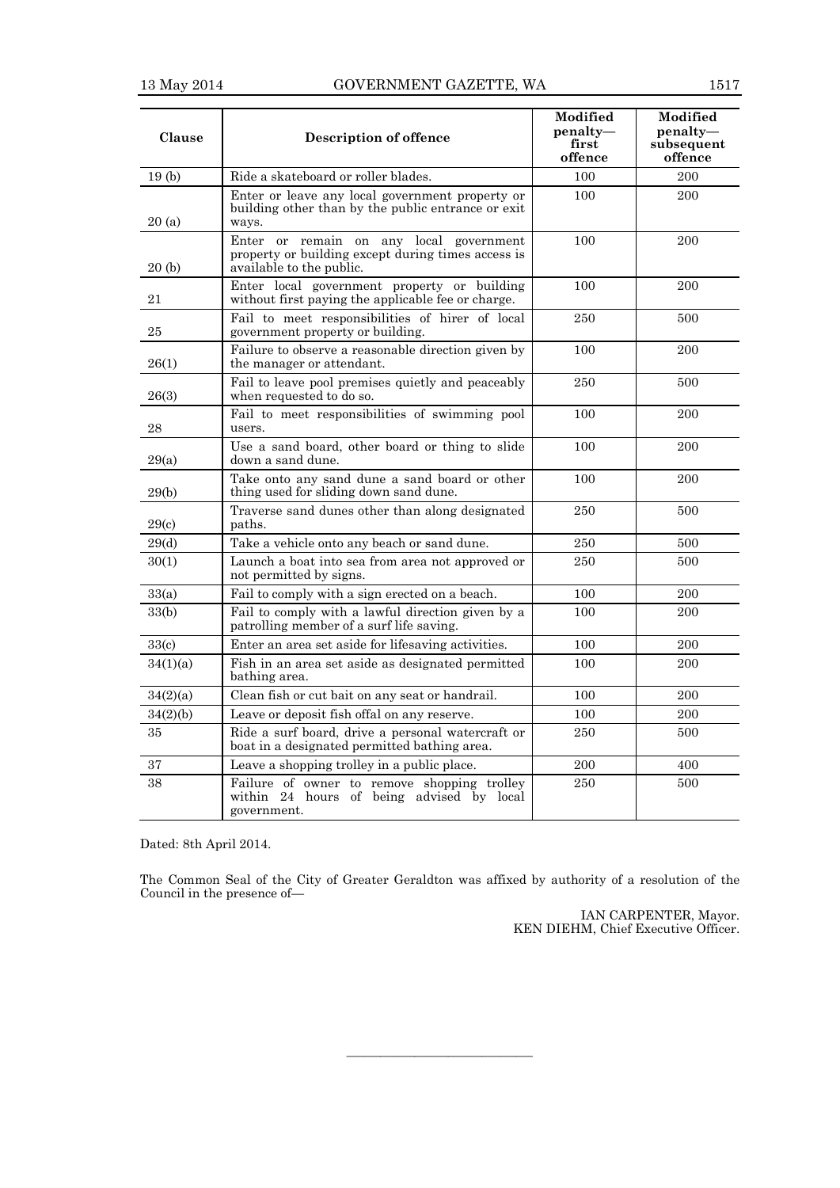| Clause | Description of offence | Modified penalty—first offence | Modified penalty—subsequent offence |
|---|---|---|---|
| 19 (b) | Ride a skateboard or roller blades. | 100 | 200 |
| 20 (a) | Enter or leave any local government property or building other than by the public entrance or exit ways. | 100 | 200 |
| 20 (b) | Enter or remain on any local government property or building except during times access is available to the public. | 100 | 200 |
| 21 | Enter local government property or building without first paying the applicable fee or charge. | 100 | 200 |
| 25 | Fail to meet responsibilities of hirer of local government property or building. | 250 | 500 |
| 26(1) | Failure to observe a reasonable direction given by the manager or attendant. | 100 | 200 |
| 26(3) | Fail to leave pool premises quietly and peaceably when requested to do so. | 250 | 500 |
| 28 | Fail to meet responsibilities of swimming pool users. | 100 | 200 |
| 29(a) | Use a sand board, other board or thing to slide down a sand dune. | 100 | 200 |
| 29(b) | Take onto any sand dune a sand board or other thing used for sliding down sand dune. | 100 | 200 |
| 29(c) | Traverse sand dunes other than along designated paths. | 250 | 500 |
| 29(d) | Take a vehicle onto any beach or sand dune. | 250 | 500 |
| 30(1) | Launch a boat into sea from area not approved or not permitted by signs. | 250 | 500 |
| 33(a) | Fail to comply with a sign erected on a beach. | 100 | 200 |
| 33(b) | Fail to comply with a lawful direction given by a patrolling member of a surf life saving. | 100 | 200 |
| 33(c) | Enter an area set aside for lifesaving activities. | 100 | 200 |
| 34(1)(a) | Fish in an area set aside as designated permitted bathing area. | 100 | 200 |
| 34(2)(a) | Clean fish or cut bait on any seat or handrail. | 100 | 200 |
| 34(2)(b) | Leave or deposit fish offal on any reserve. | 100 | 200 |
| 35 | Ride a surf board, drive a personal watercraft or boat in a designated permitted bathing area. | 250 | 500 |
| 37 | Leave a shopping trolley in a public place. | 200 | 400 |
| 38 | Failure of owner to remove shopping trolley within 24 hours of being advised by local government. | 250 | 500 |

Dated: 8th April 2014.

The Common Seal of the City of Greater Geraldton was affixed by authority of a resolution of the Council in the presence of—

IAN CARPENTER, Mayor.
KEN DIEHM, Chief Executive Officer.

———————————